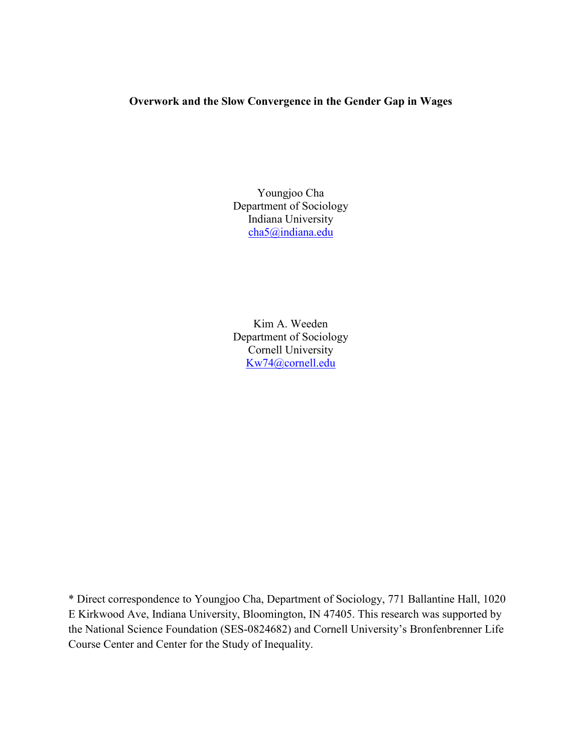**Overwork and the Slow Convergence in the Gender Gap in Wages**

Youngjoo Cha
Department of Sociology
Indiana University
cha5@indiana.edu

Kim A. Weeden
Department of Sociology
Cornell University
Kw74@cornell.edu

* Direct correspondence to Youngjoo Cha, Department of Sociology, 771 Ballantine Hall, 1020 E Kirkwood Ave, Indiana University, Bloomington, IN 47405. This research was supported by the National Science Foundation (SES-0824682) and Cornell University's Bronfenbrenner Life Course Center and Center for the Study of Inequality.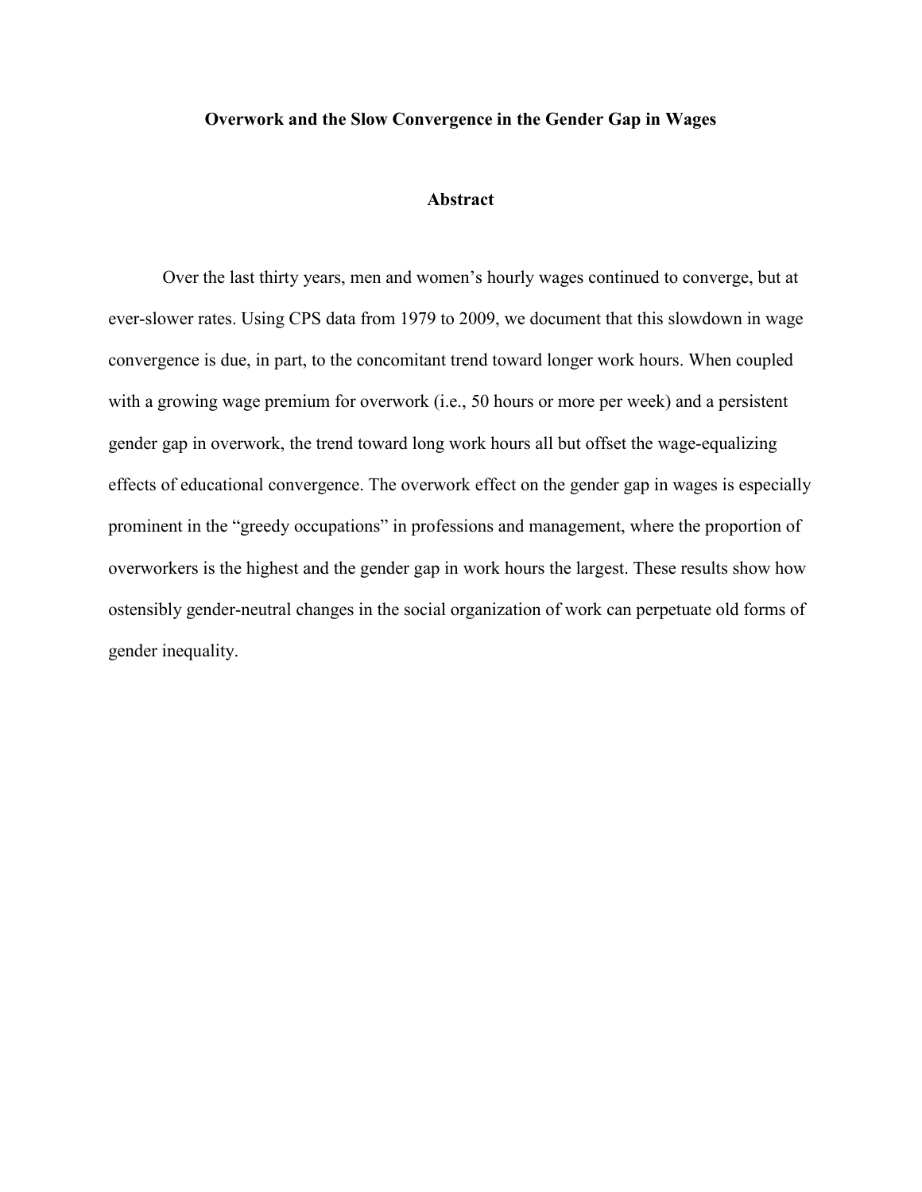# Overwork and the Slow Convergence in the Gender Gap in Wages

## Abstract

Over the last thirty years, men and women's hourly wages continued to converge, but at ever-slower rates. Using CPS data from 1979 to 2009, we document that this slowdown in wage convergence is due, in part, to the concomitant trend toward longer work hours. When coupled with a growing wage premium for overwork (i.e., 50 hours or more per week) and a persistent gender gap in overwork, the trend toward long work hours all but offset the wage-equalizing effects of educational convergence. The overwork effect on the gender gap in wages is especially prominent in the "greedy occupations" in professions and management, where the proportion of overworkers is the highest and the gender gap in work hours the largest. These results show how ostensibly gender-neutral changes in the social organization of work can perpetuate old forms of gender inequality.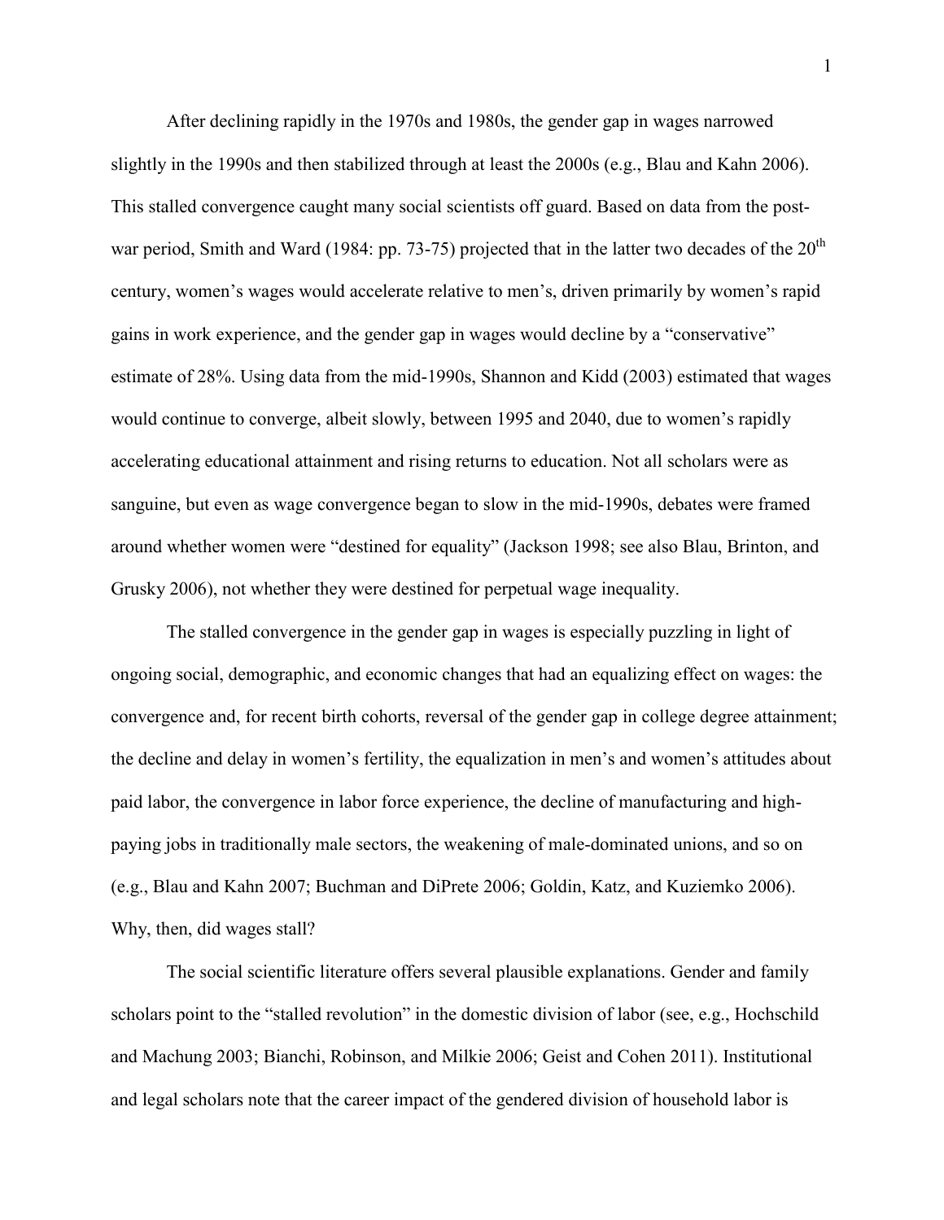After declining rapidly in the 1970s and 1980s, the gender gap in wages narrowed slightly in the 1990s and then stabilized through at least the 2000s (e.g., Blau and Kahn 2006). This stalled convergence caught many social scientists off guard. Based on data from the post-war period, Smith and Ward (1984: pp. 73-75) projected that in the latter two decades of the 20th century, women's wages would accelerate relative to men's, driven primarily by women's rapid gains in work experience, and the gender gap in wages would decline by a "conservative" estimate of 28%. Using data from the mid-1990s, Shannon and Kidd (2003) estimated that wages would continue to converge, albeit slowly, between 1995 and 2040, due to women's rapidly accelerating educational attainment and rising returns to education. Not all scholars were as sanguine, but even as wage convergence began to slow in the mid-1990s, debates were framed around whether women were "destined for equality" (Jackson 1998; see also Blau, Brinton, and Grusky 2006), not whether they were destined for perpetual wage inequality.

The stalled convergence in the gender gap in wages is especially puzzling in light of ongoing social, demographic, and economic changes that had an equalizing effect on wages: the convergence and, for recent birth cohorts, reversal of the gender gap in college degree attainment; the decline and delay in women's fertility, the equalization in men's and women's attitudes about paid labor, the convergence in labor force experience, the decline of manufacturing and high-paying jobs in traditionally male sectors, the weakening of male-dominated unions, and so on (e.g., Blau and Kahn 2007; Buchman and DiPrete 2006; Goldin, Katz, and Kuziemko 2006). Why, then, did wages stall?

The social scientific literature offers several plausible explanations. Gender and family scholars point to the "stalled revolution" in the domestic division of labor (see, e.g., Hochschild and Machung 2003; Bianchi, Robinson, and Milkie 2006; Geist and Cohen 2011). Institutional and legal scholars note that the career impact of the gendered division of household labor is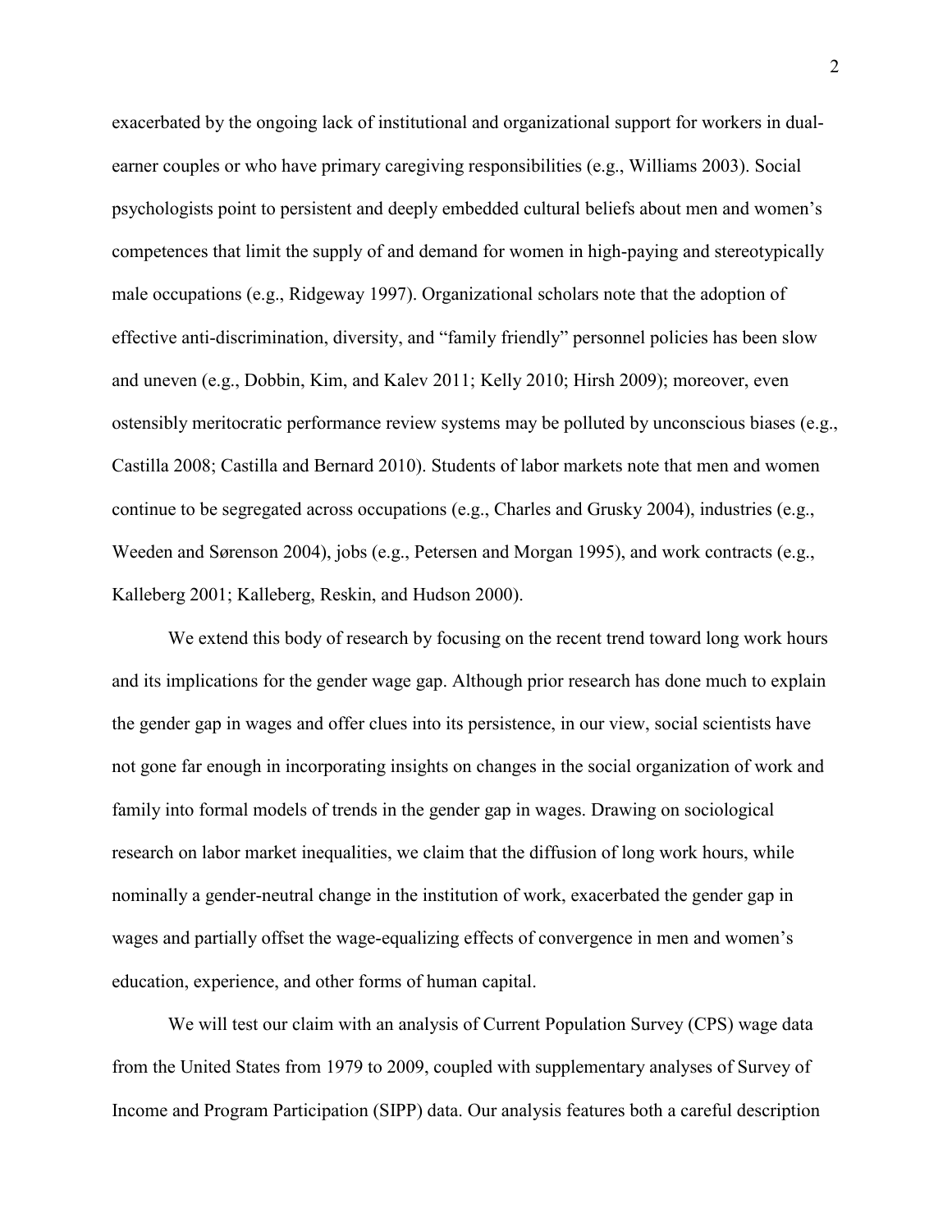exacerbated by the ongoing lack of institutional and organizational support for workers in dual-earner couples or who have primary caregiving responsibilities (e.g., Williams 2003). Social psychologists point to persistent and deeply embedded cultural beliefs about men and women's competences that limit the supply of and demand for women in high-paying and stereotypically male occupations (e.g., Ridgeway 1997). Organizational scholars note that the adoption of effective anti-discrimination, diversity, and "family friendly" personnel policies has been slow and uneven (e.g., Dobbin, Kim, and Kalev 2011; Kelly 2010; Hirsh 2009); moreover, even ostensibly meritocratic performance review systems may be polluted by unconscious biases (e.g., Castilla 2008; Castilla and Bernard 2010). Students of labor markets note that men and women continue to be segregated across occupations (e.g., Charles and Grusky 2004), industries (e.g., Weeden and Sørenson 2004), jobs (e.g., Petersen and Morgan 1995), and work contracts (e.g., Kalleberg 2001; Kalleberg, Reskin, and Hudson 2000).

We extend this body of research by focusing on the recent trend toward long work hours and its implications for the gender wage gap. Although prior research has done much to explain the gender gap in wages and offer clues into its persistence, in our view, social scientists have not gone far enough in incorporating insights on changes in the social organization of work and family into formal models of trends in the gender gap in wages. Drawing on sociological research on labor market inequalities, we claim that the diffusion of long work hours, while nominally a gender-neutral change in the institution of work, exacerbated the gender gap in wages and partially offset the wage-equalizing effects of convergence in men and women's education, experience, and other forms of human capital.

We will test our claim with an analysis of Current Population Survey (CPS) wage data from the United States from 1979 to 2009, coupled with supplementary analyses of Survey of Income and Program Participation (SIPP) data. Our analysis features both a careful description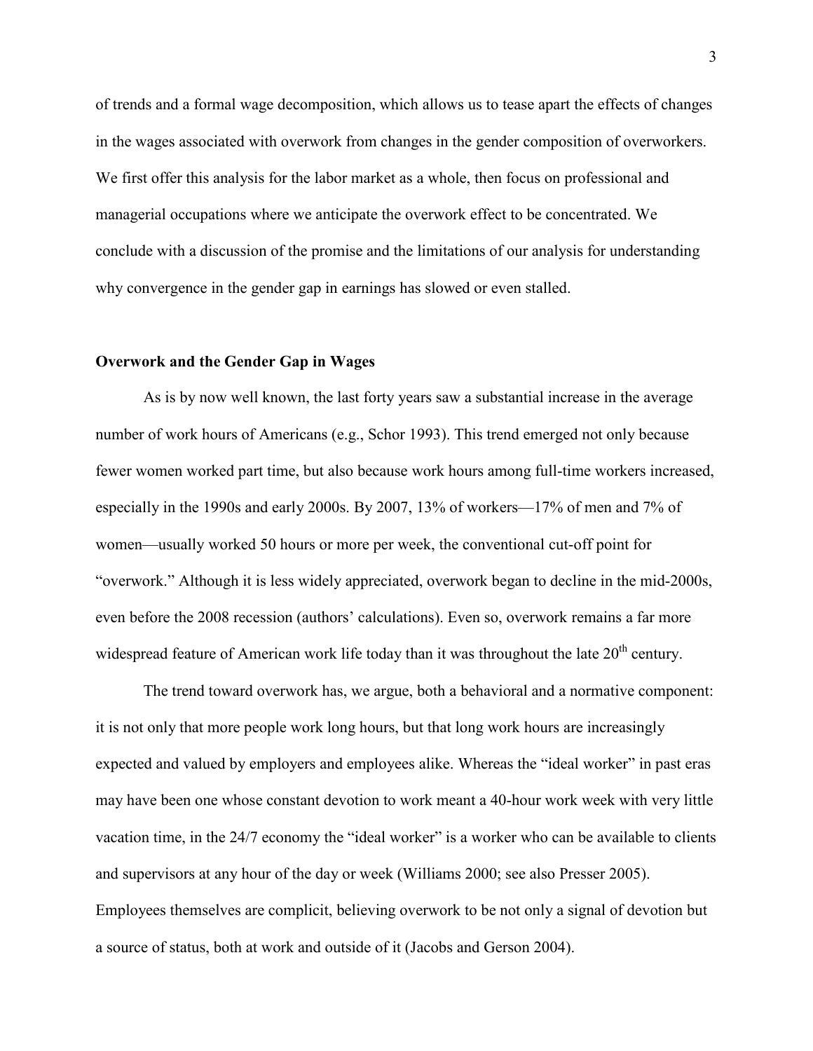of trends and a formal wage decomposition, which allows us to tease apart the effects of changes in the wages associated with overwork from changes in the gender composition of overworkers. We first offer this analysis for the labor market as a whole, then focus on professional and managerial occupations where we anticipate the overwork effect to be concentrated. We conclude with a discussion of the promise and the limitations of our analysis for understanding why convergence in the gender gap in earnings has slowed or even stalled.

## Overwork and the Gender Gap in Wages

As is by now well known, the last forty years saw a substantial increase in the average number of work hours of Americans (e.g., Schor 1993). This trend emerged not only because fewer women worked part time, but also because work hours among full-time workers increased, especially in the 1990s and early 2000s. By 2007, 13% of workers—17% of men and 7% of women—usually worked 50 hours or more per week, the conventional cut-off point for "overwork." Although it is less widely appreciated, overwork began to decline in the mid-2000s, even before the 2008 recession (authors' calculations). Even so, overwork remains a far more widespread feature of American work life today than it was throughout the late 20th century.

The trend toward overwork has, we argue, both a behavioral and a normative component: it is not only that more people work long hours, but that long work hours are increasingly expected and valued by employers and employees alike. Whereas the "ideal worker" in past eras may have been one whose constant devotion to work meant a 40-hour work week with very little vacation time, in the 24/7 economy the "ideal worker" is a worker who can be available to clients and supervisors at any hour of the day or week (Williams 2000; see also Presser 2005). Employees themselves are complicit, believing overwork to be not only a signal of devotion but a source of status, both at work and outside of it (Jacobs and Gerson 2004).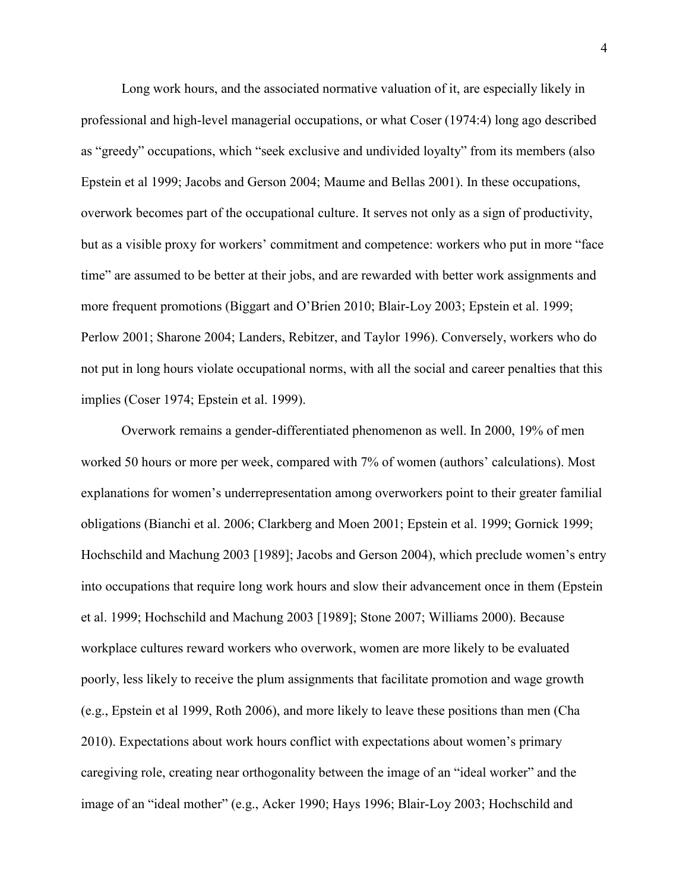Long work hours, and the associated normative valuation of it, are especially likely in professional and high-level managerial occupations, or what Coser (1974:4) long ago described as "greedy" occupations, which "seek exclusive and undivided loyalty" from its members (also Epstein et al 1999; Jacobs and Gerson 2004; Maume and Bellas 2001). In these occupations, overwork becomes part of the occupational culture. It serves not only as a sign of productivity, but as a visible proxy for workers' commitment and competence: workers who put in more "face time" are assumed to be better at their jobs, and are rewarded with better work assignments and more frequent promotions (Biggart and O'Brien 2010; Blair-Loy 2003; Epstein et al. 1999; Perlow 2001; Sharone 2004; Landers, Rebitzer, and Taylor 1996). Conversely, workers who do not put in long hours violate occupational norms, with all the social and career penalties that this implies (Coser 1974; Epstein et al. 1999).

Overwork remains a gender-differentiated phenomenon as well. In 2000, 19% of men worked 50 hours or more per week, compared with 7% of women (authors' calculations). Most explanations for women's underrepresentation among overworkers point to their greater familial obligations (Bianchi et al. 2006; Clarkberg and Moen 2001; Epstein et al. 1999; Gornick 1999; Hochschild and Machung 2003 [1989]; Jacobs and Gerson 2004), which preclude women's entry into occupations that require long work hours and slow their advancement once in them (Epstein et al. 1999; Hochschild and Machung 2003 [1989]; Stone 2007; Williams 2000). Because workplace cultures reward workers who overwork, women are more likely to be evaluated poorly, less likely to receive the plum assignments that facilitate promotion and wage growth (e.g., Epstein et al 1999, Roth 2006), and more likely to leave these positions than men (Cha 2010). Expectations about work hours conflict with expectations about women's primary caregiving role, creating near orthogonality between the image of an "ideal worker" and the image of an "ideal mother" (e.g., Acker 1990; Hays 1996; Blair-Loy 2003; Hochschild and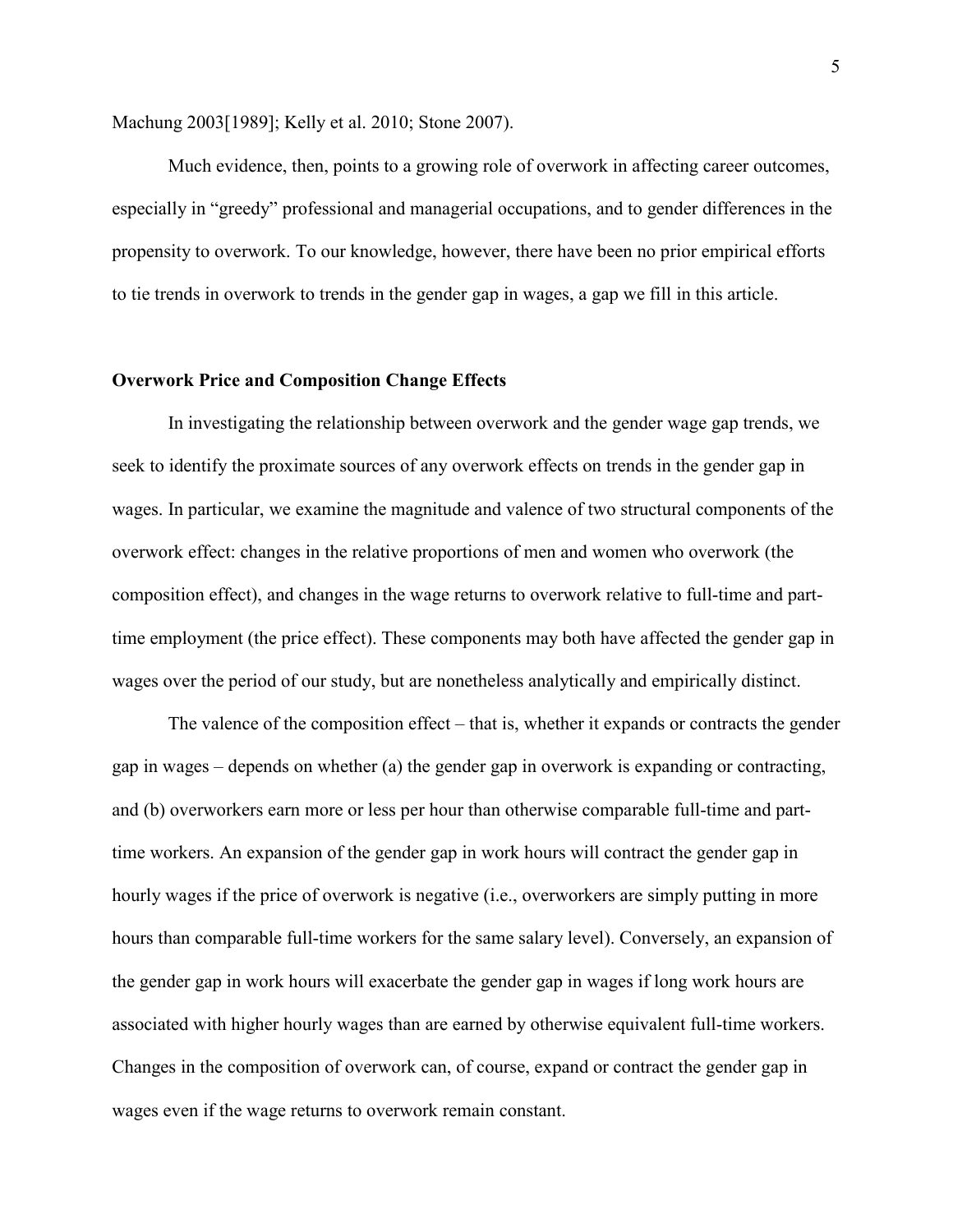Machung 2003[1989]; Kelly et al. 2010; Stone 2007).

Much evidence, then, points to a growing role of overwork in affecting career outcomes, especially in "greedy" professional and managerial occupations, and to gender differences in the propensity to overwork. To our knowledge, however, there have been no prior empirical efforts to tie trends in overwork to trends in the gender gap in wages, a gap we fill in this article.

**Overwork Price and Composition Change Effects**

In investigating the relationship between overwork and the gender wage gap trends, we seek to identify the proximate sources of any overwork effects on trends in the gender gap in wages. In particular, we examine the magnitude and valence of two structural components of the overwork effect: changes in the relative proportions of men and women who overwork (the composition effect), and changes in the wage returns to overwork relative to full-time and part-time employment (the price effect). These components may both have affected the gender gap in wages over the period of our study, but are nonetheless analytically and empirically distinct.

The valence of the composition effect – that is, whether it expands or contracts the gender gap in wages – depends on whether (a) the gender gap in overwork is expanding or contracting, and (b) overworkers earn more or less per hour than otherwise comparable full-time and part-time workers. An expansion of the gender gap in work hours will contract the gender gap in hourly wages if the price of overwork is negative (i.e., overworkers are simply putting in more hours than comparable full-time workers for the same salary level). Conversely, an expansion of the gender gap in work hours will exacerbate the gender gap in wages if long work hours are associated with higher hourly wages than are earned by otherwise equivalent full-time workers. Changes in the composition of overwork can, of course, expand or contract the gender gap in wages even if the wage returns to overwork remain constant.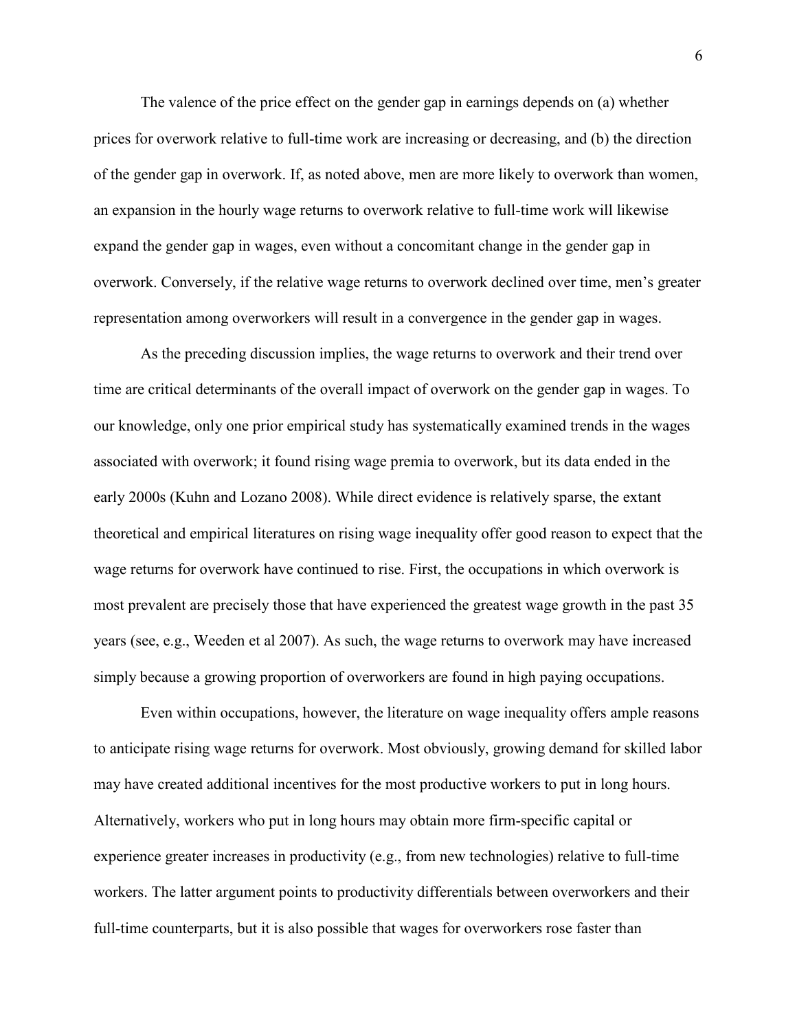The valence of the price effect on the gender gap in earnings depends on (a) whether prices for overwork relative to full-time work are increasing or decreasing, and (b) the direction of the gender gap in overwork. If, as noted above, men are more likely to overwork than women, an expansion in the hourly wage returns to overwork relative to full-time work will likewise expand the gender gap in wages, even without a concomitant change in the gender gap in overwork. Conversely, if the relative wage returns to overwork declined over time, men's greater representation among overworkers will result in a convergence in the gender gap in wages.

As the preceding discussion implies, the wage returns to overwork and their trend over time are critical determinants of the overall impact of overwork on the gender gap in wages. To our knowledge, only one prior empirical study has systematically examined trends in the wages associated with overwork; it found rising wage premia to overwork, but its data ended in the early 2000s (Kuhn and Lozano 2008). While direct evidence is relatively sparse, the extant theoretical and empirical literatures on rising wage inequality offer good reason to expect that the wage returns for overwork have continued to rise. First, the occupations in which overwork is most prevalent are precisely those that have experienced the greatest wage growth in the past 35 years (see, e.g., Weeden et al 2007). As such, the wage returns to overwork may have increased simply because a growing proportion of overworkers are found in high paying occupations.

Even within occupations, however, the literature on wage inequality offers ample reasons to anticipate rising wage returns for overwork. Most obviously, growing demand for skilled labor may have created additional incentives for the most productive workers to put in long hours. Alternatively, workers who put in long hours may obtain more firm-specific capital or experience greater increases in productivity (e.g., from new technologies) relative to full-time workers. The latter argument points to productivity differentials between overworkers and their full-time counterparts, but it is also possible that wages for overworkers rose faster than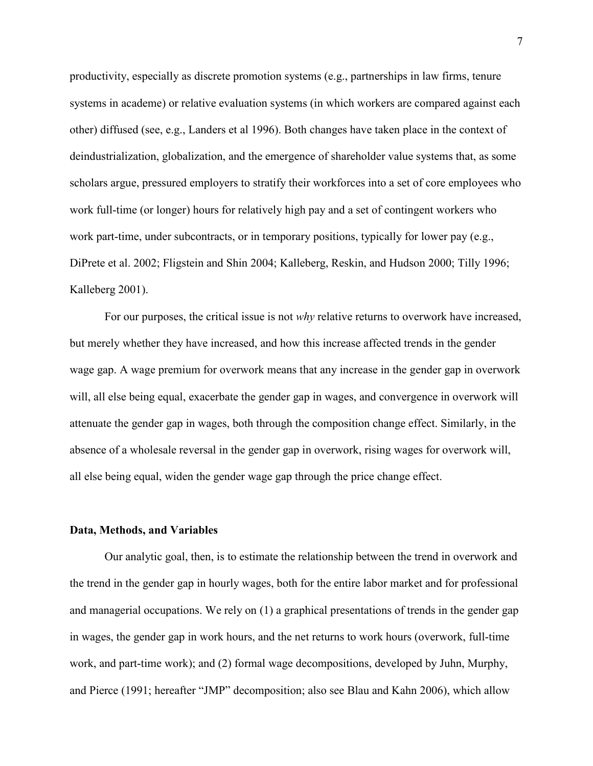productivity, especially as discrete promotion systems (e.g., partnerships in law firms, tenure systems in academe) or relative evaluation systems (in which workers are compared against each other) diffused (see, e.g., Landers et al 1996). Both changes have taken place in the context of deindustrialization, globalization, and the emergence of shareholder value systems that, as some scholars argue, pressured employers to stratify their workforces into a set of core employees who work full-time (or longer) hours for relatively high pay and a set of contingent workers who work part-time, under subcontracts, or in temporary positions, typically for lower pay (e.g., DiPrete et al. 2002; Fligstein and Shin 2004; Kalleberg, Reskin, and Hudson 2000; Tilly 1996; Kalleberg 2001).

For our purposes, the critical issue is not *why* relative returns to overwork have increased, but merely whether they have increased, and how this increase affected trends in the gender wage gap. A wage premium for overwork means that any increase in the gender gap in overwork will, all else being equal, exacerbate the gender gap in wages, and convergence in overwork will attenuate the gender gap in wages, both through the composition change effect. Similarly, in the absence of a wholesale reversal in the gender gap in overwork, rising wages for overwork will, all else being equal, widen the gender wage gap through the price change effect.

**Data, Methods, and Variables**

Our analytic goal, then, is to estimate the relationship between the trend in overwork and the trend in the gender gap in hourly wages, both for the entire labor market and for professional and managerial occupations. We rely on (1) a graphical presentations of trends in the gender gap in wages, the gender gap in work hours, and the net returns to work hours (overwork, full-time work, and part-time work); and (2) formal wage decompositions, developed by Juhn, Murphy, and Pierce (1991; hereafter "JMP" decomposition; also see Blau and Kahn 2006), which allow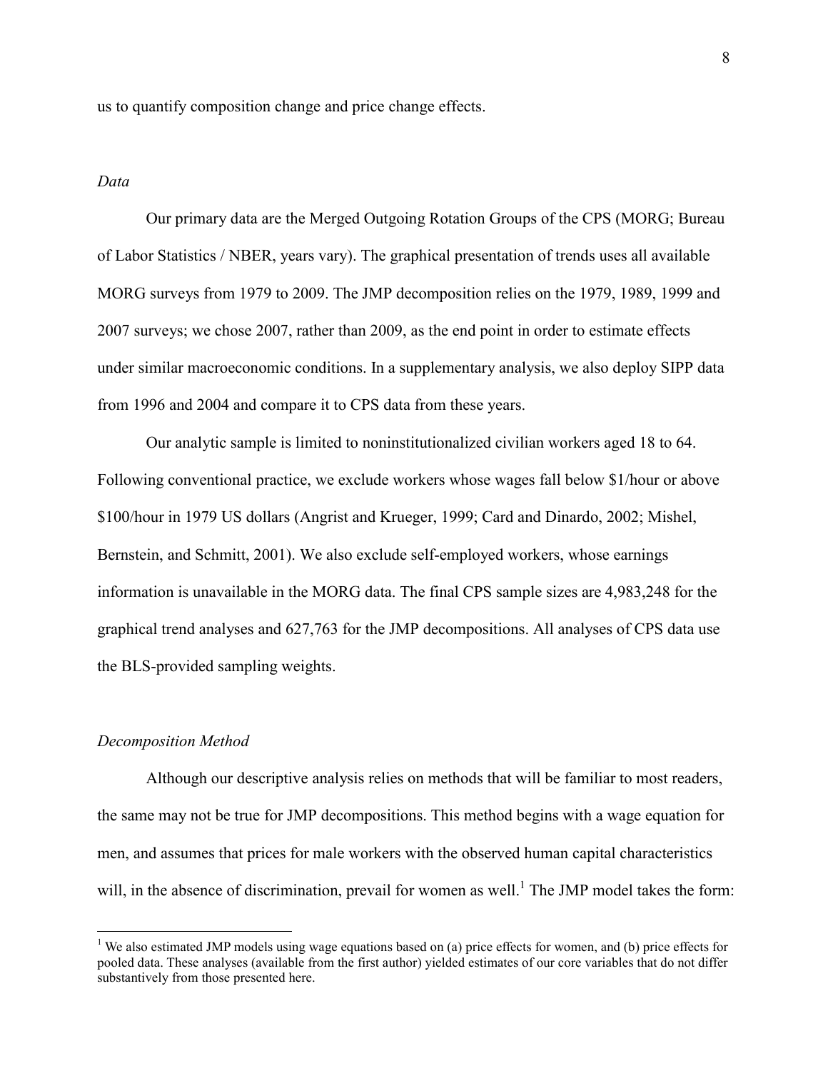us to quantify composition change and price change effects.

*Data*

Our primary data are the Merged Outgoing Rotation Groups of the CPS (MORG; Bureau of Labor Statistics / NBER, years vary). The graphical presentation of trends uses all available MORG surveys from 1979 to 2009. The JMP decomposition relies on the 1979, 1989, 1999 and 2007 surveys; we chose 2007, rather than 2009, as the end point in order to estimate effects under similar macroeconomic conditions. In a supplementary analysis, we also deploy SIPP data from 1996 and 2004 and compare it to CPS data from these years.

Our analytic sample is limited to noninstitutionalized civilian workers aged 18 to 64. Following conventional practice, we exclude workers whose wages fall below \$1/hour or above \$100/hour in 1979 US dollars (Angrist and Krueger, 1999; Card and Dinardo, 2002; Mishel, Bernstein, and Schmitt, 2001). We also exclude self-employed workers, whose earnings information is unavailable in the MORG data. The final CPS sample sizes are 4,983,248 for the graphical trend analyses and 627,763 for the JMP decompositions. All analyses of CPS data use the BLS-provided sampling weights.

*Decomposition Method*

Although our descriptive analysis relies on methods that will be familiar to most readers, the same may not be true for JMP decompositions. This method begins with a wage equation for men, and assumes that prices for male workers with the observed human capital characteristics will, in the absence of discrimination, prevail for women as well.[1] The JMP model takes the form:

[1] We also estimated JMP models using wage equations based on (a) price effects for women, and (b) price effects for pooled data. These analyses (available from the first author) yielded estimates of our core variables that do not differ substantively from those presented here.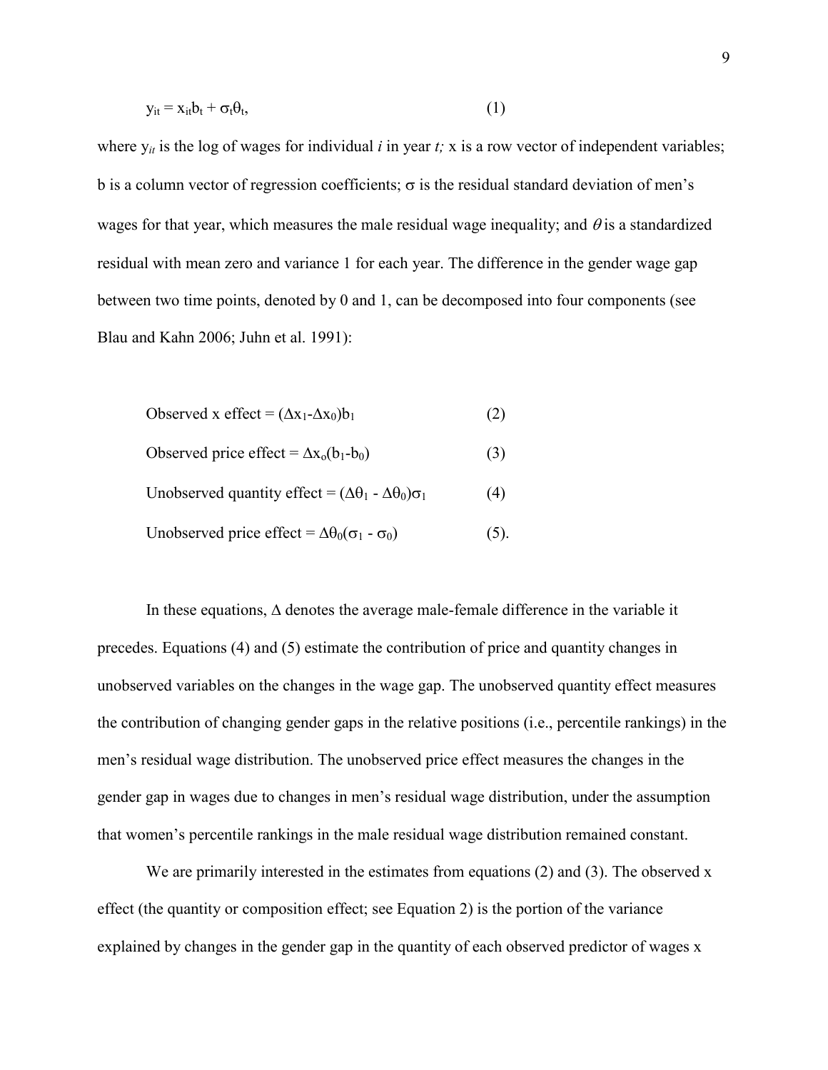$$y_{it} = x_{it}b_t + \sigma_t\theta_t, \quad (1)$$

where $y_{it}$ is the log of wages for individual *i* in year *t;* x is a row vector of independent variables; b is a column vector of regression coefficients; $\sigma$ is the residual standard deviation of men's wages for that year, which measures the male residual wage inequality; and $\theta$ is a standardized residual with mean zero and variance 1 for each year. The difference in the gender wage gap between two time points, denoted by 0 and 1, can be decomposed into four components (see Blau and Kahn 2006; Juhn et al. 1991):

$$\text{Observed x effect} = (\Delta x_1 - \Delta x_0)b_1 \quad (2)$$

$$\text{Observed price effect} = \Delta x_o(b_1 - b_0) \quad (3)$$

$$\text{Unobserved quantity effect} = (\Delta\theta_1 - \Delta\theta_0)\sigma_1 \quad (4)$$

$$\text{Unobserved price effect} = \Delta\theta_0(\sigma_1 - \sigma_0) \quad (5).$$

In these equations, $\Delta$ denotes the average male-female difference in the variable it precedes. Equations (4) and (5) estimate the contribution of price and quantity changes in unobserved variables on the changes in the wage gap. The unobserved quantity effect measures the contribution of changing gender gaps in the relative positions (i.e., percentile rankings) in the men's residual wage distribution. The unobserved price effect measures the changes in the gender gap in wages due to changes in men's residual wage distribution, under the assumption that women's percentile rankings in the male residual wage distribution remained constant.

We are primarily interested in the estimates from equations (2) and (3). The observed x effect (the quantity or composition effect; see Equation 2) is the portion of the variance explained by changes in the gender gap in the quantity of each observed predictor of wages x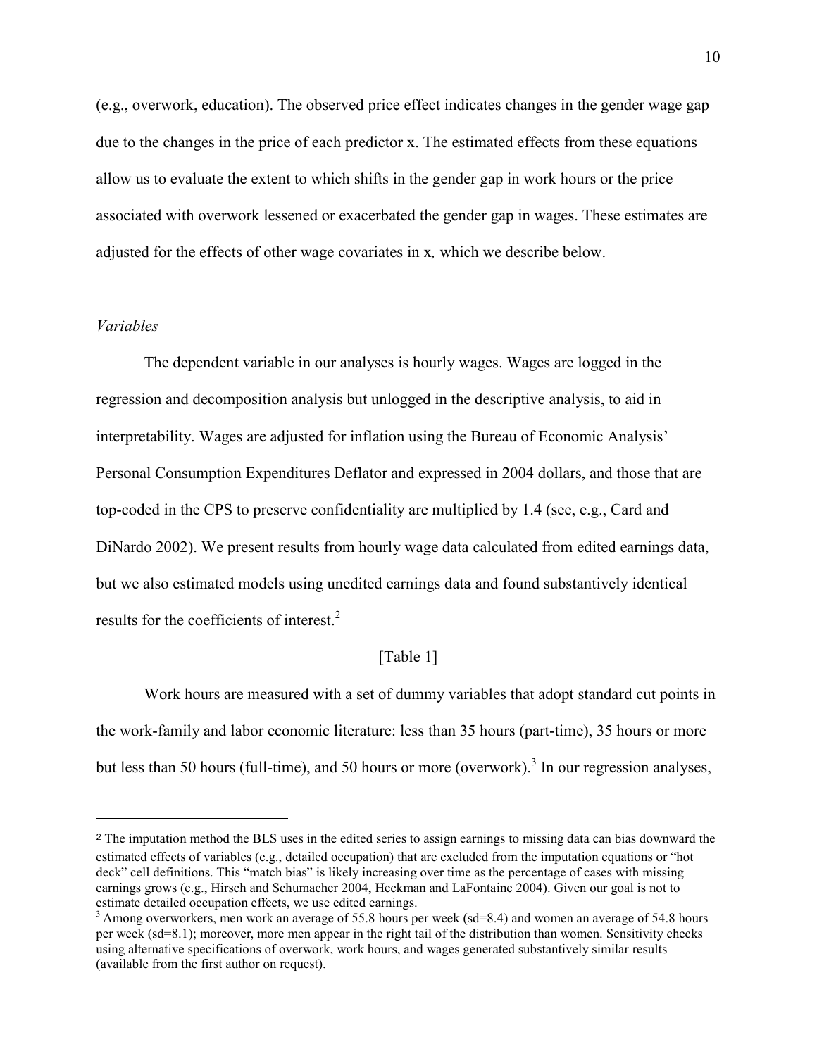(e.g., overwork, education). The observed price effect indicates changes in the gender wage gap due to the changes in the price of each predictor x. The estimated effects from these equations allow us to evaluate the extent to which shifts in the gender gap in work hours or the price associated with overwork lessened or exacerbated the gender gap in wages. These estimates are adjusted for the effects of other wage covariates in x*,* which we describe below.

*Variables*

The dependent variable in our analyses is hourly wages. Wages are logged in the regression and decomposition analysis but unlogged in the descriptive analysis, to aid in interpretability. Wages are adjusted for inflation using the Bureau of Economic Analysis' Personal Consumption Expenditures Deflator and expressed in 2004 dollars, and those that are top-coded in the CPS to preserve confidentiality are multiplied by 1.4 (see, e.g., Card and DiNardo 2002). We present results from hourly wage data calculated from edited earnings data, but we also estimated models using unedited earnings data and found substantively identical results for the coefficients of interest.[2]

[Table 1]

Work hours are measured with a set of dummy variables that adopt standard cut points in the work-family and labor economic literature: less than 35 hours (part-time), 35 hours or more but less than 50 hours (full-time), and 50 hours or more (overwork).[3] In our regression analyses,

---

[2] The imputation method the BLS uses in the edited series to assign earnings to missing data can bias downward the estimated effects of variables (e.g., detailed occupation) that are excluded from the imputation equations or "hot deck" cell definitions. This "match bias" is likely increasing over time as the percentage of cases with missing earnings grows (e.g., Hirsch and Schumacher 2004, Heckman and LaFontaine 2004). Given our goal is not to estimate detailed occupation effects, we use edited earnings.

[3] Among overworkers, men work an average of 55.8 hours per week (sd=8.4) and women an average of 54.8 hours per week (sd=8.1); moreover, more men appear in the right tail of the distribution than women. Sensitivity checks using alternative specifications of overwork, work hours, and wages generated substantively similar results (available from the first author on request).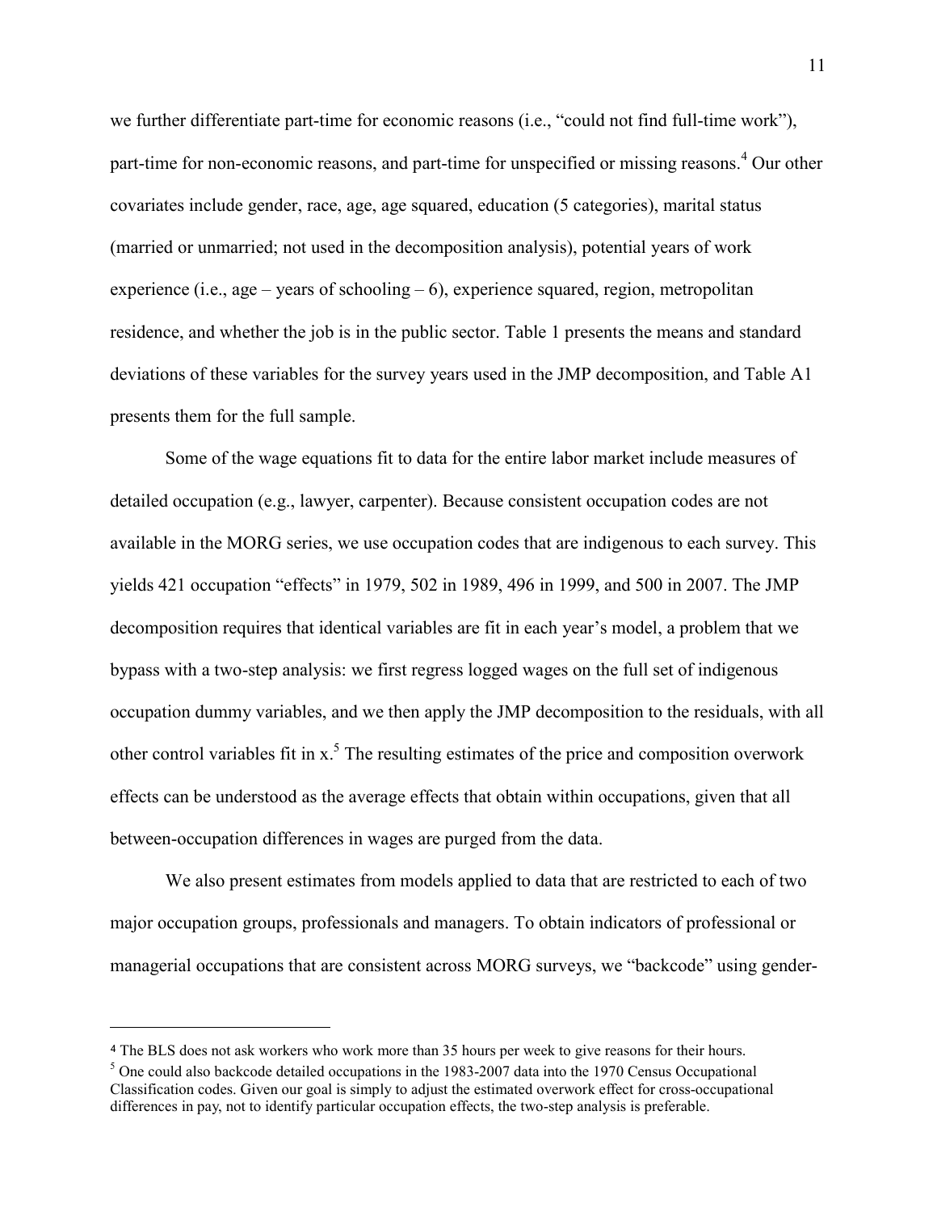we further differentiate part-time for economic reasons (i.e., "could not find full-time work"), part-time for non-economic reasons, and part-time for unspecified or missing reasons.[4] Our other covariates include gender, race, age, age squared, education (5 categories), marital status (married or unmarried; not used in the decomposition analysis), potential years of work experience (i.e., age – years of schooling – 6), experience squared, region, metropolitan residence, and whether the job is in the public sector. Table 1 presents the means and standard deviations of these variables for the survey years used in the JMP decomposition, and Table A1 presents them for the full sample.

Some of the wage equations fit to data for the entire labor market include measures of detailed occupation (e.g., lawyer, carpenter). Because consistent occupation codes are not available in the MORG series, we use occupation codes that are indigenous to each survey. This yields 421 occupation "effects" in 1979, 502 in 1989, 496 in 1999, and 500 in 2007. The JMP decomposition requires that identical variables are fit in each year's model, a problem that we bypass with a two-step analysis: we first regress logged wages on the full set of indigenous occupation dummy variables, and we then apply the JMP decomposition to the residuals, with all other control variables fit in x.[5] The resulting estimates of the price and composition overwork effects can be understood as the average effects that obtain within occupations, given that all between-occupation differences in wages are purged from the data.

We also present estimates from models applied to data that are restricted to each of two major occupation groups, professionals and managers. To obtain indicators of professional or managerial occupations that are consistent across MORG surveys, we "backcode" using gender-

---

[4] The BLS does not ask workers who work more than 35 hours per week to give reasons for their hours.

[5] One could also backcode detailed occupations in the 1983-2007 data into the 1970 Census Occupational Classification codes. Given our goal is simply to adjust the estimated overwork effect for cross-occupational differences in pay, not to identify particular occupation effects, the two-step analysis is preferable.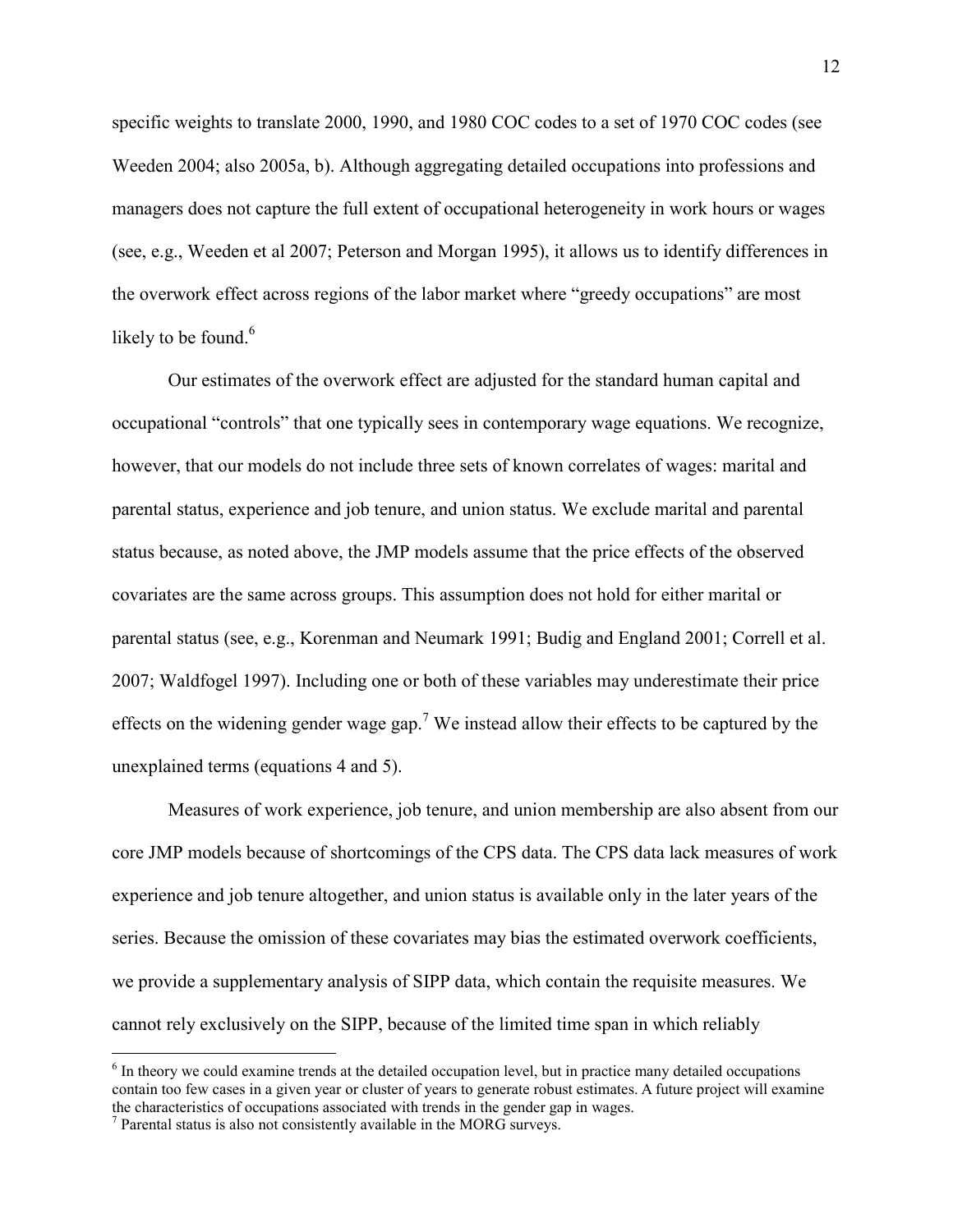specific weights to translate 2000, 1990, and 1980 COC codes to a set of 1970 COC codes (see Weeden 2004; also 2005a, b). Although aggregating detailed occupations into professions and managers does not capture the full extent of occupational heterogeneity in work hours or wages (see, e.g., Weeden et al 2007; Peterson and Morgan 1995), it allows us to identify differences in the overwork effect across regions of the labor market where "greedy occupations" are most likely to be found.[6]

Our estimates of the overwork effect are adjusted for the standard human capital and occupational "controls" that one typically sees in contemporary wage equations. We recognize, however, that our models do not include three sets of known correlates of wages: marital and parental status, experience and job tenure, and union status. We exclude marital and parental status because, as noted above, the JMP models assume that the price effects of the observed covariates are the same across groups. This assumption does not hold for either marital or parental status (see, e.g., Korenman and Neumark 1991; Budig and England 2001; Correll et al. 2007; Waldfogel 1997). Including one or both of these variables may underestimate their price effects on the widening gender wage gap.[7] We instead allow their effects to be captured by the unexplained terms (equations 4 and 5).

Measures of work experience, job tenure, and union membership are also absent from our core JMP models because of shortcomings of the CPS data. The CPS data lack measures of work experience and job tenure altogether, and union status is available only in the later years of the series. Because the omission of these covariates may bias the estimated overwork coefficients, we provide a supplementary analysis of SIPP data, which contain the requisite measures. We cannot rely exclusively on the SIPP, because of the limited time span in which reliably

---

[6] In theory we could examine trends at the detailed occupation level, but in practice many detailed occupations contain too few cases in a given year or cluster of years to generate robust estimates. A future project will examine the characteristics of occupations associated with trends in the gender gap in wages.

[7] Parental status is also not consistently available in the MORG surveys.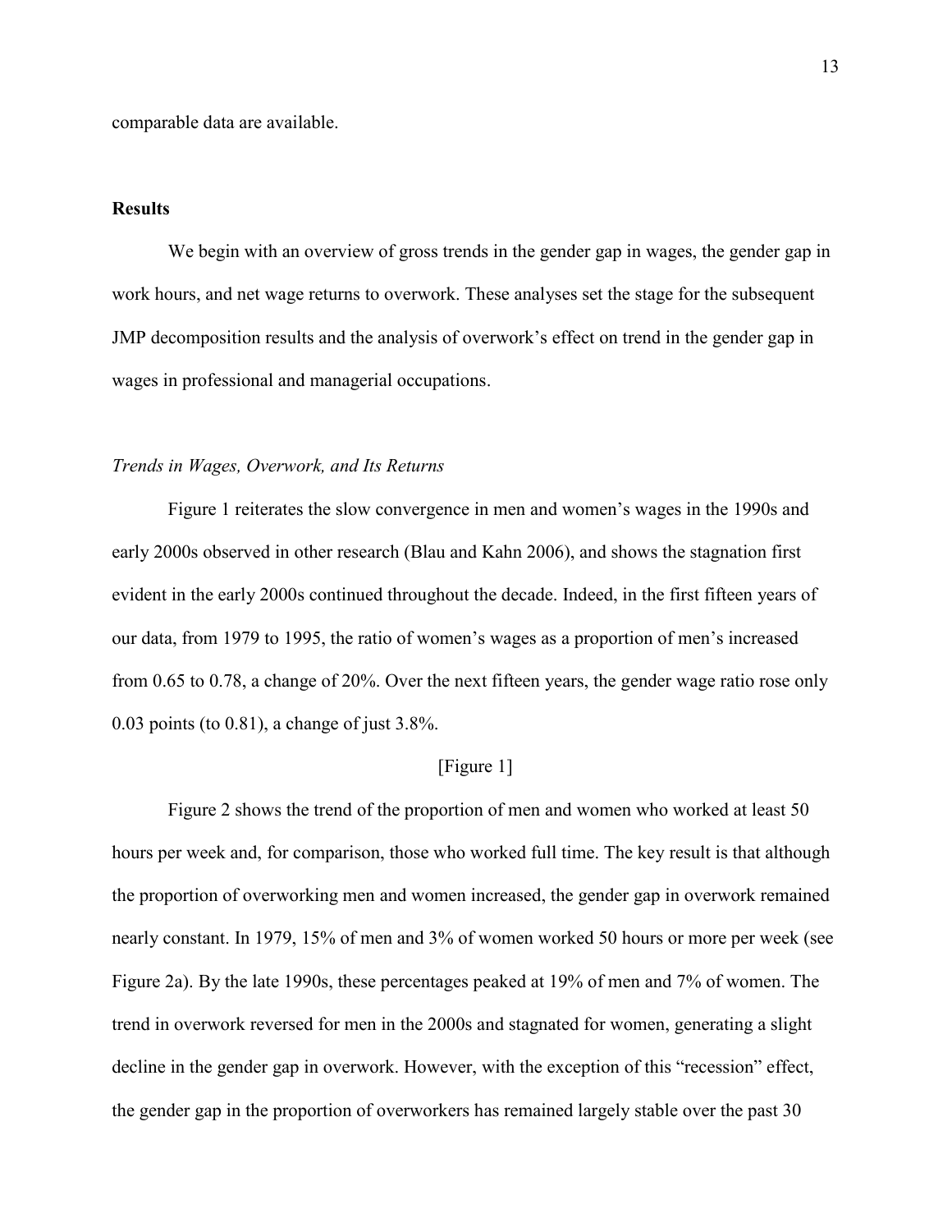comparable data are available.

## Results

We begin with an overview of gross trends in the gender gap in wages, the gender gap in work hours, and net wage returns to overwork. These analyses set the stage for the subsequent JMP decomposition results and the analysis of overwork's effect on trend in the gender gap in wages in professional and managerial occupations.

### *Trends in Wages, Overwork, and Its Returns*

Figure 1 reiterates the slow convergence in men and women's wages in the 1990s and early 2000s observed in other research (Blau and Kahn 2006), and shows the stagnation first evident in the early 2000s continued throughout the decade. Indeed, in the first fifteen years of our data, from 1979 to 1995, the ratio of women's wages as a proportion of men's increased from 0.65 to 0.78, a change of 20%. Over the next fifteen years, the gender wage ratio rose only 0.03 points (to 0.81), a change of just 3.8%.

[Figure 1]

Figure 2 shows the trend of the proportion of men and women who worked at least 50 hours per week and, for comparison, those who worked full time. The key result is that although the proportion of overworking men and women increased, the gender gap in overwork remained nearly constant. In 1979, 15% of men and 3% of women worked 50 hours or more per week (see Figure 2a). By the late 1990s, these percentages peaked at 19% of men and 7% of women. The trend in overwork reversed for men in the 2000s and stagnated for women, generating a slight decline in the gender gap in overwork. However, with the exception of this "recession" effect, the gender gap in the proportion of overworkers has remained largely stable over the past 30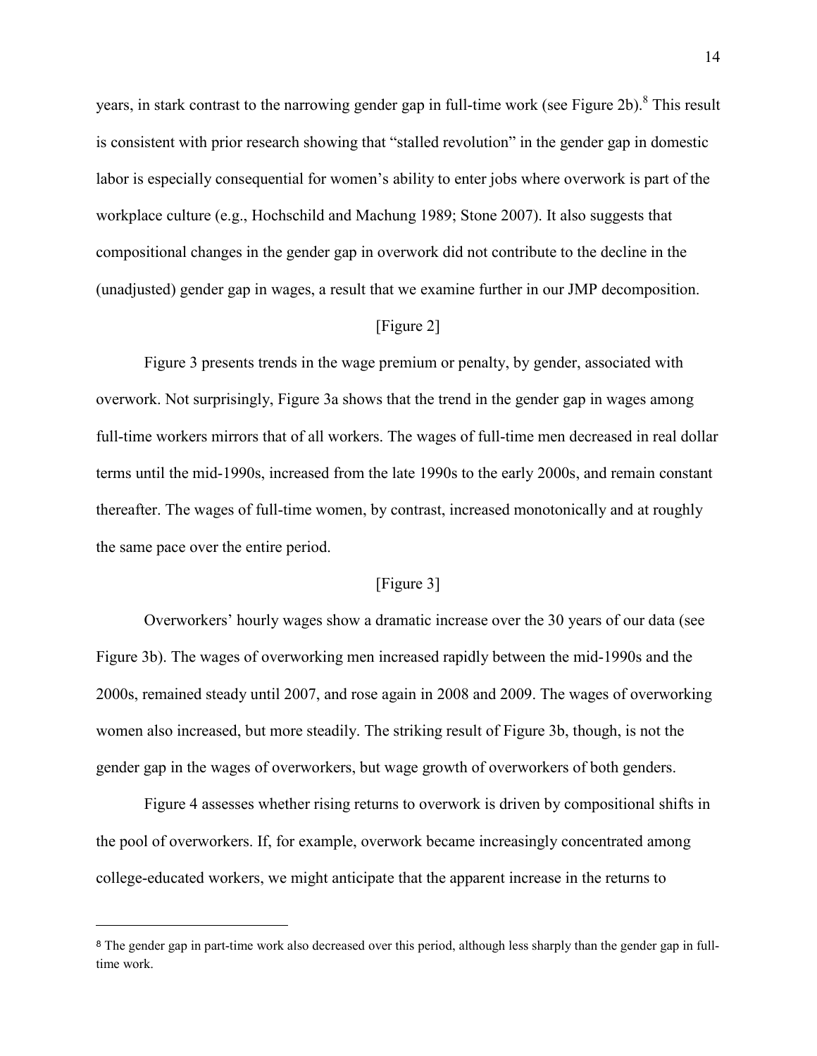years, in stark contrast to the narrowing gender gap in full-time work (see Figure 2b).[8] This result is consistent with prior research showing that "stalled revolution" in the gender gap in domestic labor is especially consequential for women's ability to enter jobs where overwork is part of the workplace culture (e.g., Hochschild and Machung 1989; Stone 2007). It also suggests that compositional changes in the gender gap in overwork did not contribute to the decline in the (unadjusted) gender gap in wages, a result that we examine further in our JMP decomposition.

[Figure 2]

Figure 3 presents trends in the wage premium or penalty, by gender, associated with overwork. Not surprisingly, Figure 3a shows that the trend in the gender gap in wages among full-time workers mirrors that of all workers. The wages of full-time men decreased in real dollar terms until the mid-1990s, increased from the late 1990s to the early 2000s, and remain constant thereafter. The wages of full-time women, by contrast, increased monotonically and at roughly the same pace over the entire period.

[Figure 3]

Overworkers' hourly wages show a dramatic increase over the 30 years of our data (see Figure 3b). The wages of overworking men increased rapidly between the mid-1990s and the 2000s, remained steady until 2007, and rose again in 2008 and 2009. The wages of overworking women also increased, but more steadily. The striking result of Figure 3b, though, is not the gender gap in the wages of overworkers, but wage growth of overworkers of both genders.

Figure 4 assesses whether rising returns to overwork is driven by compositional shifts in the pool of overworkers. If, for example, overwork became increasingly concentrated among college-educated workers, we might anticipate that the apparent increase in the returns to

---

[8] The gender gap in part-time work also decreased over this period, although less sharply than the gender gap in full-time work.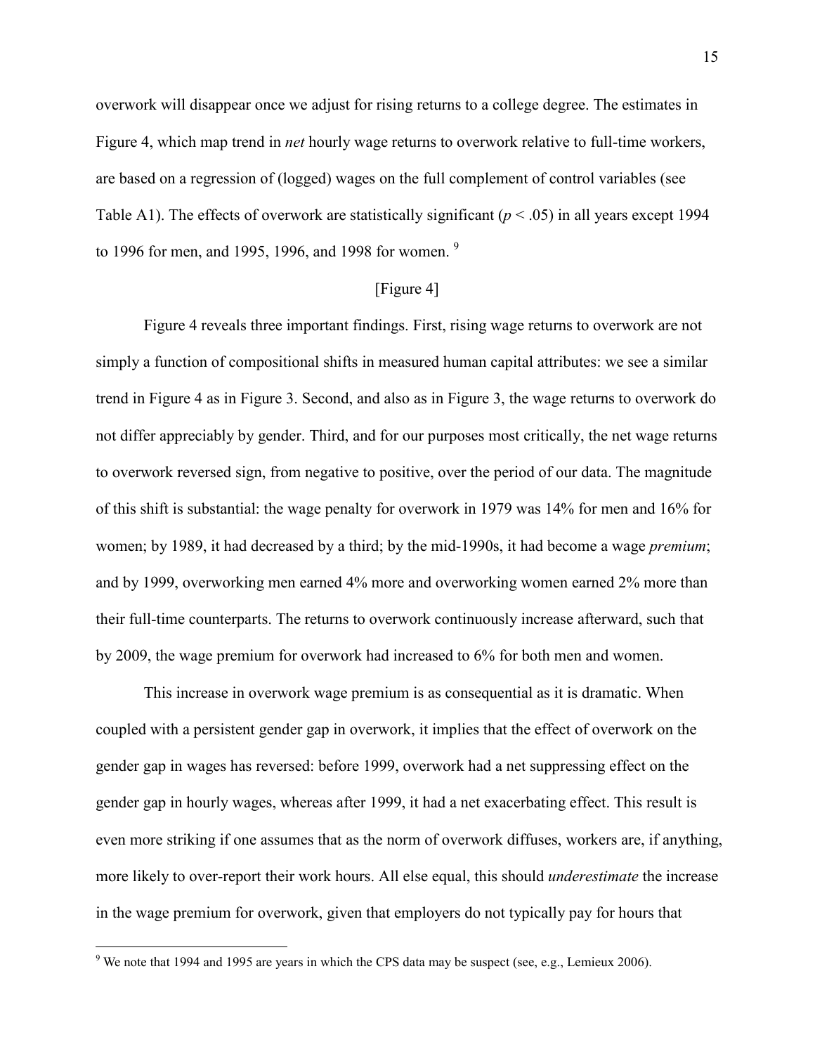overwork will disappear once we adjust for rising returns to a college degree. The estimates in Figure 4, which map trend in *net* hourly wage returns to overwork relative to full-time workers, are based on a regression of (logged) wages on the full complement of control variables (see Table A1). The effects of overwork are statistically significant ($p < .05$) in all years except 1994 to 1996 for men, and 1995, 1996, and 1998 for women. [9]

[Figure 4]

Figure 4 reveals three important findings. First, rising wage returns to overwork are not simply a function of compositional shifts in measured human capital attributes: we see a similar trend in Figure 4 as in Figure 3. Second, and also as in Figure 3, the wage returns to overwork do not differ appreciably by gender. Third, and for our purposes most critically, the net wage returns to overwork reversed sign, from negative to positive, over the period of our data. The magnitude of this shift is substantial: the wage penalty for overwork in 1979 was 14% for men and 16% for women; by 1989, it had decreased by a third; by the mid-1990s, it had become a wage *premium*; and by 1999, overworking men earned 4% more and overworking women earned 2% more than their full-time counterparts. The returns to overwork continuously increase afterward, such that by 2009, the wage premium for overwork had increased to 6% for both men and women.

This increase in overwork wage premium is as consequential as it is dramatic. When coupled with a persistent gender gap in overwork, it implies that the effect of overwork on the gender gap in wages has reversed: before 1999, overwork had a net suppressing effect on the gender gap in hourly wages, whereas after 1999, it had a net exacerbating effect. This result is even more striking if one assumes that as the norm of overwork diffuses, workers are, if anything, more likely to over-report their work hours. All else equal, this should *underestimate* the increase in the wage premium for overwork, given that employers do not typically pay for hours that

[9] We note that 1994 and 1995 are years in which the CPS data may be suspect (see, e.g., Lemieux 2006).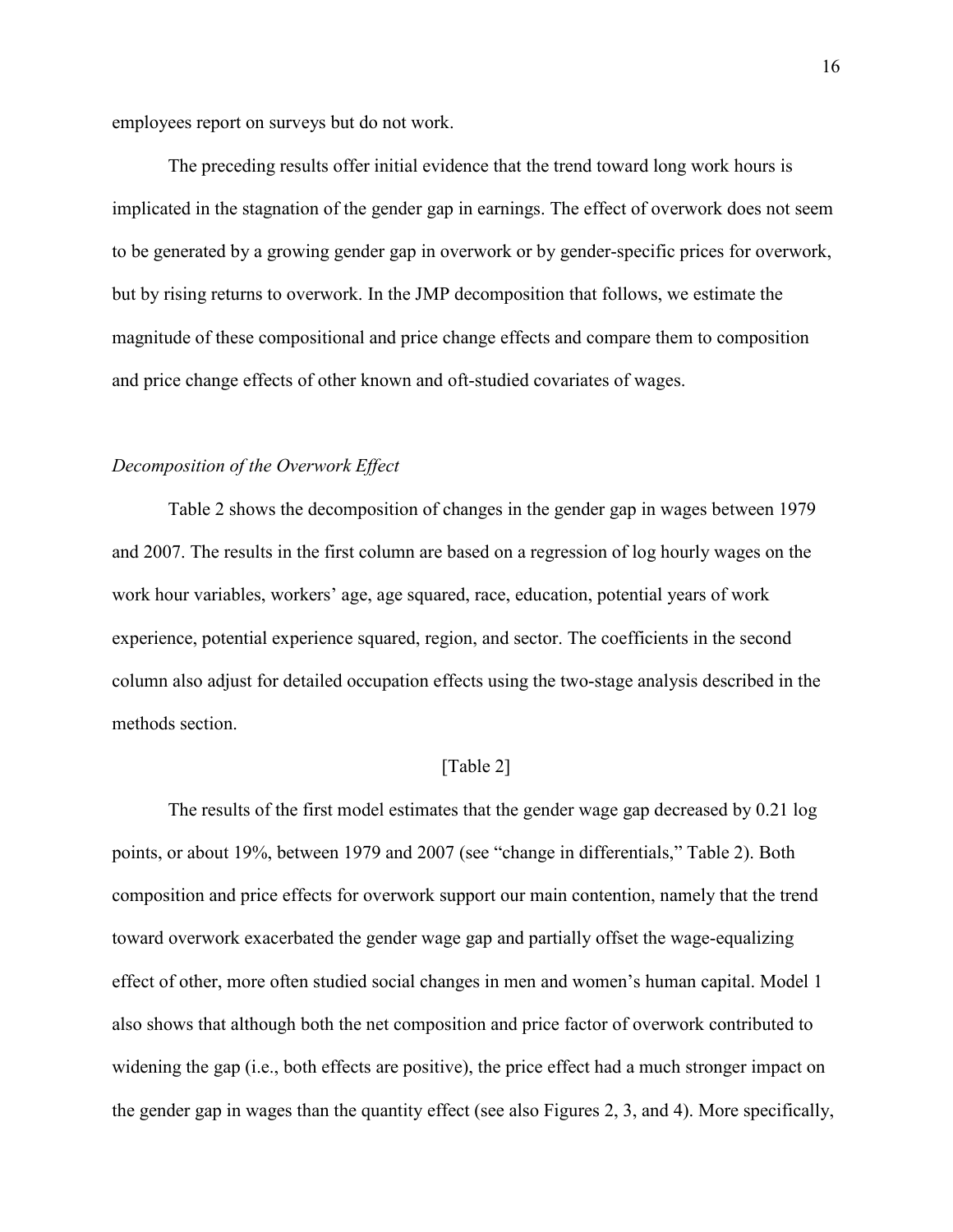employees report on surveys but do not work.

The preceding results offer initial evidence that the trend toward long work hours is implicated in the stagnation of the gender gap in earnings. The effect of overwork does not seem to be generated by a growing gender gap in overwork or by gender-specific prices for overwork, but by rising returns to overwork. In the JMP decomposition that follows, we estimate the magnitude of these compositional and price change effects and compare them to composition and price change effects of other known and oft-studied covariates of wages.

*Decomposition of the Overwork Effect*

Table 2 shows the decomposition of changes in the gender gap in wages between 1979 and 2007. The results in the first column are based on a regression of log hourly wages on the work hour variables, workers' age, age squared, race, education, potential years of work experience, potential experience squared, region, and sector. The coefficients in the second column also adjust for detailed occupation effects using the two-stage analysis described in the methods section.

[Table 2]

The results of the first model estimates that the gender wage gap decreased by 0.21 log points, or about 19%, between 1979 and 2007 (see "change in differentials," Table 2). Both composition and price effects for overwork support our main contention, namely that the trend toward overwork exacerbated the gender wage gap and partially offset the wage-equalizing effect of other, more often studied social changes in men and women's human capital. Model 1 also shows that although both the net composition and price factor of overwork contributed to widening the gap (i.e., both effects are positive), the price effect had a much stronger impact on the gender gap in wages than the quantity effect (see also Figures 2, 3, and 4). More specifically,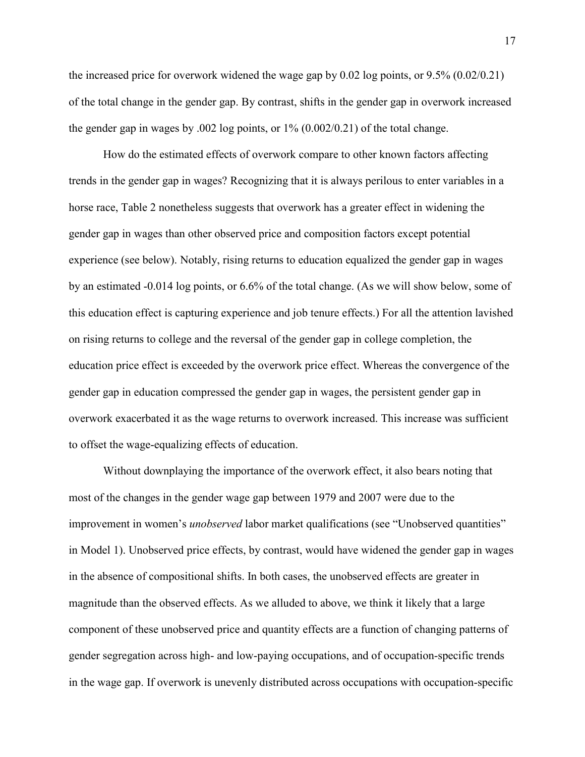the increased price for overwork widened the wage gap by 0.02 log points, or 9.5% (0.02/0.21) of the total change in the gender gap. By contrast, shifts in the gender gap in overwork increased the gender gap in wages by .002 log points, or 1% (0.002/0.21) of the total change.

How do the estimated effects of overwork compare to other known factors affecting trends in the gender gap in wages? Recognizing that it is always perilous to enter variables in a horse race, Table 2 nonetheless suggests that overwork has a greater effect in widening the gender gap in wages than other observed price and composition factors except potential experience (see below). Notably, rising returns to education equalized the gender gap in wages by an estimated -0.014 log points, or 6.6% of the total change. (As we will show below, some of this education effect is capturing experience and job tenure effects.) For all the attention lavished on rising returns to college and the reversal of the gender gap in college completion, the education price effect is exceeded by the overwork price effect. Whereas the convergence of the gender gap in education compressed the gender gap in wages, the persistent gender gap in overwork exacerbated it as the wage returns to overwork increased. This increase was sufficient to offset the wage-equalizing effects of education.

Without downplaying the importance of the overwork effect, it also bears noting that most of the changes in the gender wage gap between 1979 and 2007 were due to the improvement in women's *unobserved* labor market qualifications (see "Unobserved quantities" in Model 1). Unobserved price effects, by contrast, would have widened the gender gap in wages in the absence of compositional shifts. In both cases, the unobserved effects are greater in magnitude than the observed effects. As we alluded to above, we think it likely that a large component of these unobserved price and quantity effects are a function of changing patterns of gender segregation across high- and low-paying occupations, and of occupation-specific trends in the wage gap. If overwork is unevenly distributed across occupations with occupation-specific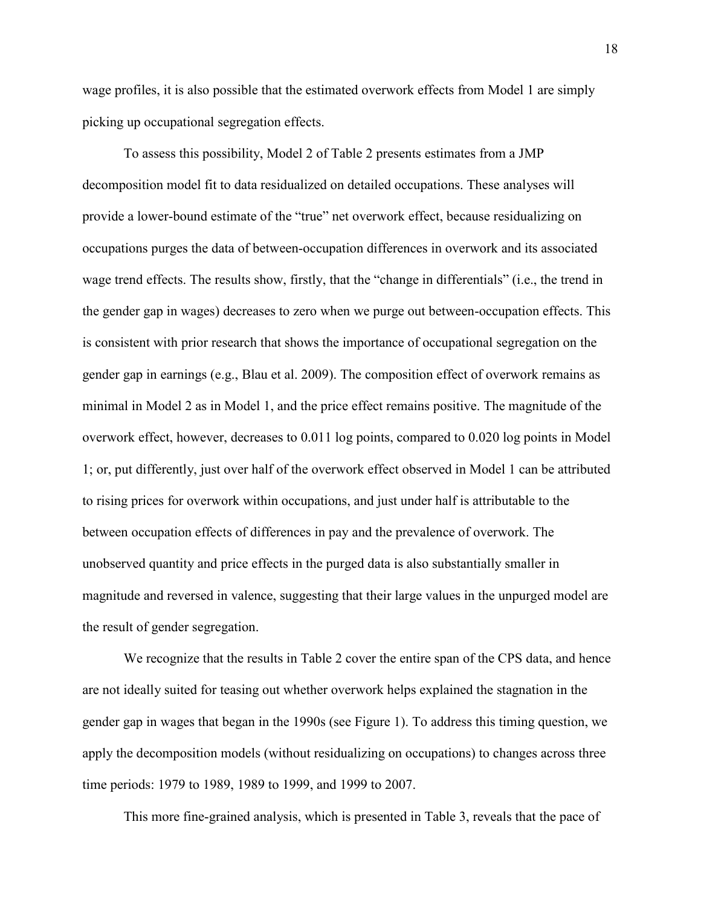wage profiles, it is also possible that the estimated overwork effects from Model 1 are simply picking up occupational segregation effects.

To assess this possibility, Model 2 of Table 2 presents estimates from a JMP decomposition model fit to data residualized on detailed occupations. These analyses will provide a lower-bound estimate of the "true" net overwork effect, because residualizing on occupations purges the data of between-occupation differences in overwork and its associated wage trend effects. The results show, firstly, that the "change in differentials" (i.e., the trend in the gender gap in wages) decreases to zero when we purge out between-occupation effects. This is consistent with prior research that shows the importance of occupational segregation on the gender gap in earnings (e.g., Blau et al. 2009). The composition effect of overwork remains as minimal in Model 2 as in Model 1, and the price effect remains positive. The magnitude of the overwork effect, however, decreases to 0.011 log points, compared to 0.020 log points in Model 1; or, put differently, just over half of the overwork effect observed in Model 1 can be attributed to rising prices for overwork within occupations, and just under half is attributable to the between occupation effects of differences in pay and the prevalence of overwork. The unobserved quantity and price effects in the purged data is also substantially smaller in magnitude and reversed in valence, suggesting that their large values in the unpurged model are the result of gender segregation.

We recognize that the results in Table 2 cover the entire span of the CPS data, and hence are not ideally suited for teasing out whether overwork helps explained the stagnation in the gender gap in wages that began in the 1990s (see Figure 1). To address this timing question, we apply the decomposition models (without residualizing on occupations) to changes across three time periods: 1979 to 1989, 1989 to 1999, and 1999 to 2007.

This more fine-grained analysis, which is presented in Table 3, reveals that the pace of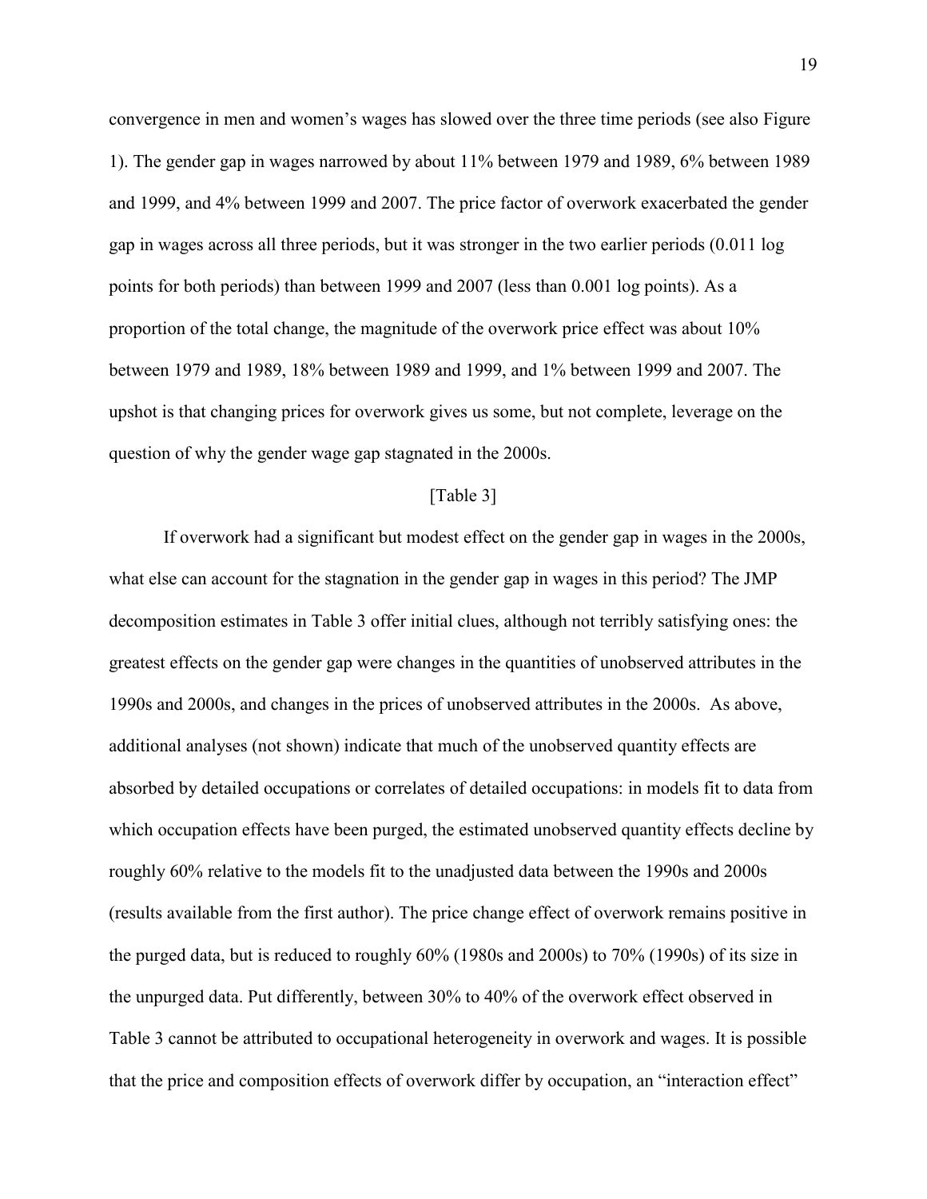convergence in men and women's wages has slowed over the three time periods (see also Figure 1). The gender gap in wages narrowed by about 11% between 1979 and 1989, 6% between 1989 and 1999, and 4% between 1999 and 2007. The price factor of overwork exacerbated the gender gap in wages across all three periods, but it was stronger in the two earlier periods (0.011 log points for both periods) than between 1999 and 2007 (less than 0.001 log points). As a proportion of the total change, the magnitude of the overwork price effect was about 10% between 1979 and 1989, 18% between 1989 and 1999, and 1% between 1999 and 2007. The upshot is that changing prices for overwork gives us some, but not complete, leverage on the question of why the gender wage gap stagnated in the 2000s.

[Table 3]

If overwork had a significant but modest effect on the gender gap in wages in the 2000s, what else can account for the stagnation in the gender gap in wages in this period? The JMP decomposition estimates in Table 3 offer initial clues, although not terribly satisfying ones: the greatest effects on the gender gap were changes in the quantities of unobserved attributes in the 1990s and 2000s, and changes in the prices of unobserved attributes in the 2000s. As above, additional analyses (not shown) indicate that much of the unobserved quantity effects are absorbed by detailed occupations or correlates of detailed occupations: in models fit to data from which occupation effects have been purged, the estimated unobserved quantity effects decline by roughly 60% relative to the models fit to the unadjusted data between the 1990s and 2000s (results available from the first author). The price change effect of overwork remains positive in the purged data, but is reduced to roughly 60% (1980s and 2000s) to 70% (1990s) of its size in the unpurged data. Put differently, between 30% to 40% of the overwork effect observed in Table 3 cannot be attributed to occupational heterogeneity in overwork and wages. It is possible that the price and composition effects of overwork differ by occupation, an "interaction effect"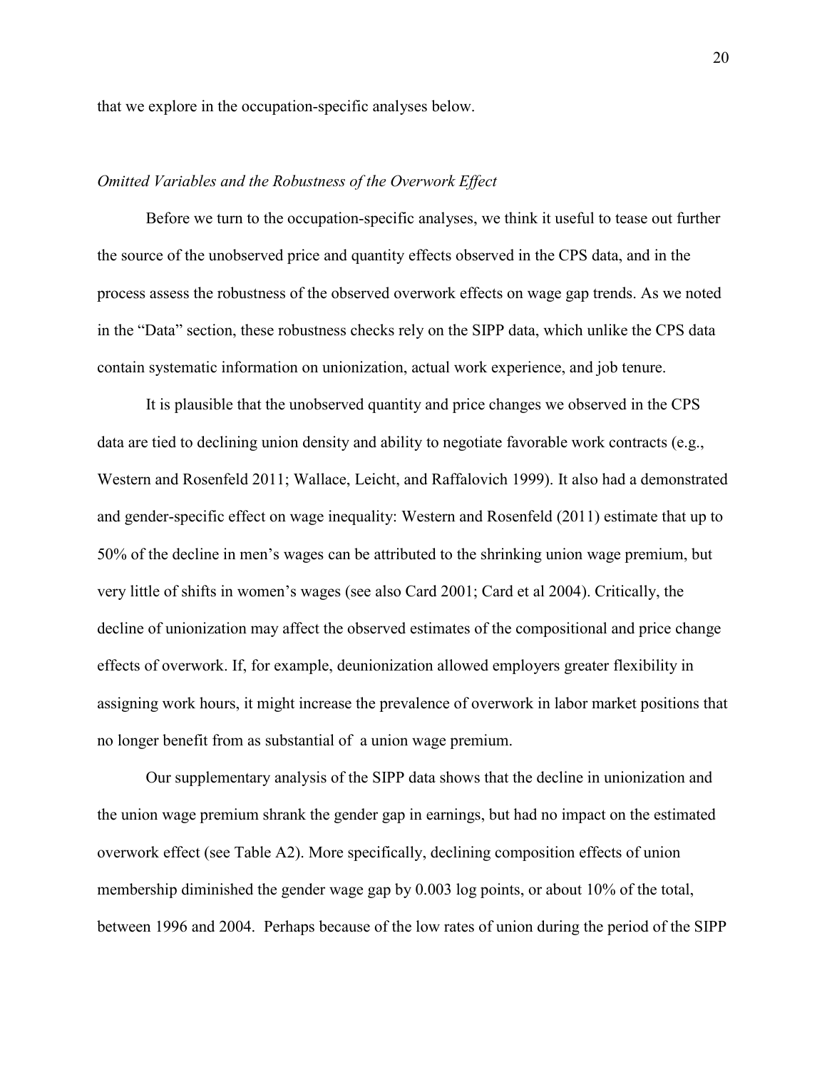that we explore in the occupation-specific analyses below.

*Omitted Variables and the Robustness of the Overwork Effect*

Before we turn to the occupation-specific analyses, we think it useful to tease out further the source of the unobserved price and quantity effects observed in the CPS data, and in the process assess the robustness of the observed overwork effects on wage gap trends. As we noted in the "Data" section, these robustness checks rely on the SIPP data, which unlike the CPS data contain systematic information on unionization, actual work experience, and job tenure.

It is plausible that the unobserved quantity and price changes we observed in the CPS data are tied to declining union density and ability to negotiate favorable work contracts (e.g., Western and Rosenfeld 2011; Wallace, Leicht, and Raffalovich 1999). It also had a demonstrated and gender-specific effect on wage inequality: Western and Rosenfeld (2011) estimate that up to 50% of the decline in men's wages can be attributed to the shrinking union wage premium, but very little of shifts in women's wages (see also Card 2001; Card et al 2004). Critically, the decline of unionization may affect the observed estimates of the compositional and price change effects of overwork. If, for example, deunionization allowed employers greater flexibility in assigning work hours, it might increase the prevalence of overwork in labor market positions that no longer benefit from as substantial of  a union wage premium.

Our supplementary analysis of the SIPP data shows that the decline in unionization and the union wage premium shrank the gender gap in earnings, but had no impact on the estimated overwork effect (see Table A2). More specifically, declining composition effects of union membership diminished the gender wage gap by 0.003 log points, or about 10% of the total, between 1996 and 2004.  Perhaps because of the low rates of union during the period of the SIPP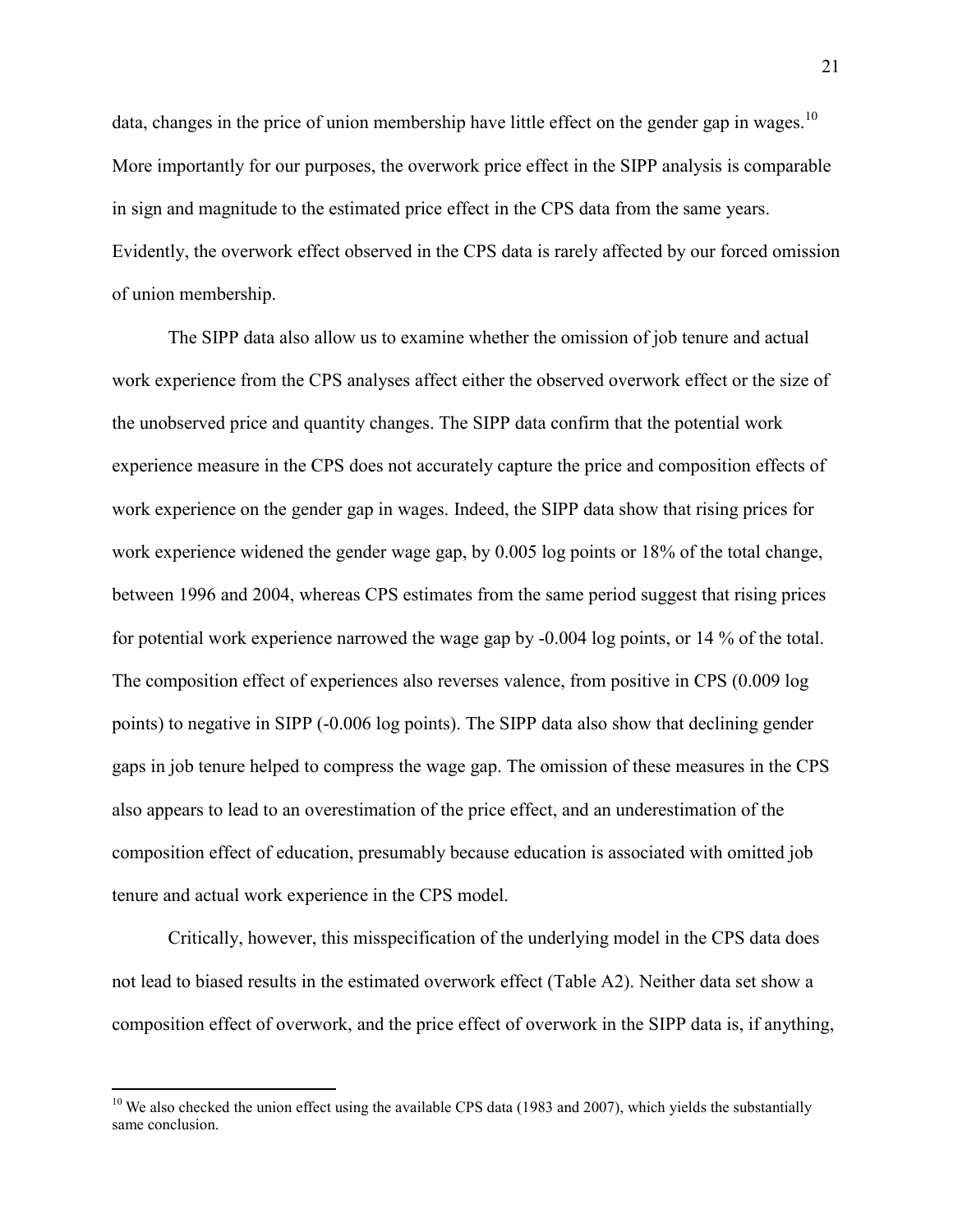data, changes in the price of union membership have little effect on the gender gap in wages.[10] More importantly for our purposes, the overwork price effect in the SIPP analysis is comparable in sign and magnitude to the estimated price effect in the CPS data from the same years. Evidently, the overwork effect observed in the CPS data is rarely affected by our forced omission of union membership.

The SIPP data also allow us to examine whether the omission of job tenure and actual work experience from the CPS analyses affect either the observed overwork effect or the size of the unobserved price and quantity changes. The SIPP data confirm that the potential work experience measure in the CPS does not accurately capture the price and composition effects of work experience on the gender gap in wages. Indeed, the SIPP data show that rising prices for work experience widened the gender wage gap, by 0.005 log points or 18% of the total change, between 1996 and 2004, whereas CPS estimates from the same period suggest that rising prices for potential work experience narrowed the wage gap by -0.004 log points, or 14 % of the total. The composition effect of experiences also reverses valence, from positive in CPS (0.009 log points) to negative in SIPP (-0.006 log points). The SIPP data also show that declining gender gaps in job tenure helped to compress the wage gap. The omission of these measures in the CPS also appears to lead to an overestimation of the price effect, and an underestimation of the composition effect of education, presumably because education is associated with omitted job tenure and actual work experience in the CPS model.

Critically, however, this misspecification of the underlying model in the CPS data does not lead to biased results in the estimated overwork effect (Table A2). Neither data set show a composition effect of overwork, and the price effect of overwork in the SIPP data is, if anything,

[10] We also checked the union effect using the available CPS data (1983 and 2007), which yields the substantially same conclusion.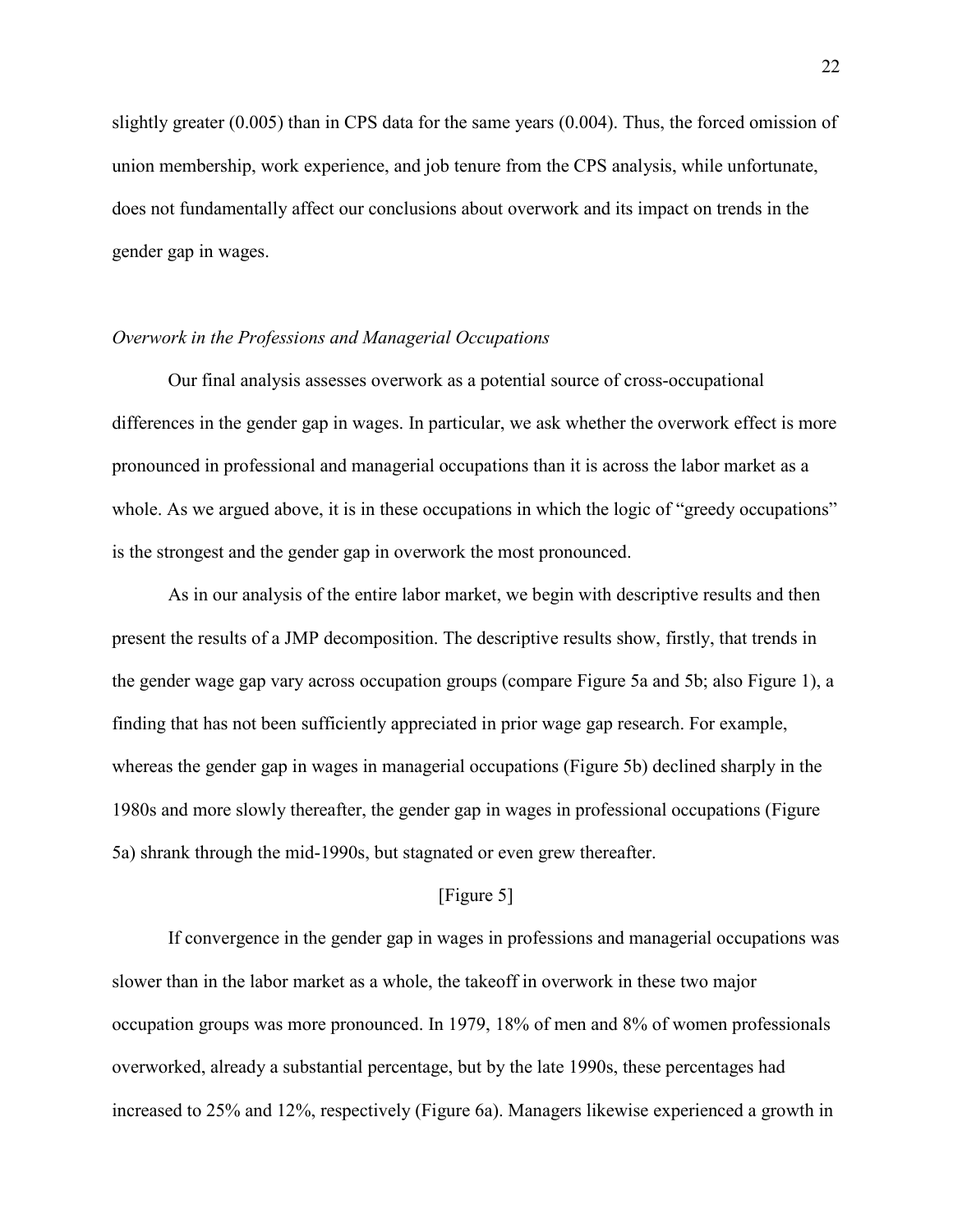slightly greater (0.005) than in CPS data for the same years (0.004). Thus, the forced omission of union membership, work experience, and job tenure from the CPS analysis, while unfortunate, does not fundamentally affect our conclusions about overwork and its impact on trends in the gender gap in wages.

*Overwork in the Professions and Managerial Occupations*

Our final analysis assesses overwork as a potential source of cross-occupational differences in the gender gap in wages. In particular, we ask whether the overwork effect is more pronounced in professional and managerial occupations than it is across the labor market as a whole. As we argued above, it is in these occupations in which the logic of "greedy occupations" is the strongest and the gender gap in overwork the most pronounced.

As in our analysis of the entire labor market, we begin with descriptive results and then present the results of a JMP decomposition. The descriptive results show, firstly, that trends in the gender wage gap vary across occupation groups (compare Figure 5a and 5b; also Figure 1), a finding that has not been sufficiently appreciated in prior wage gap research. For example, whereas the gender gap in wages in managerial occupations (Figure 5b) declined sharply in the 1980s and more slowly thereafter, the gender gap in wages in professional occupations (Figure 5a) shrank through the mid-1990s, but stagnated or even grew thereafter.

[Figure 5]

If convergence in the gender gap in wages in professions and managerial occupations was slower than in the labor market as a whole, the takeoff in overwork in these two major occupation groups was more pronounced. In 1979, 18% of men and 8% of women professionals overworked, already a substantial percentage, but by the late 1990s, these percentages had increased to 25% and 12%, respectively (Figure 6a). Managers likewise experienced a growth in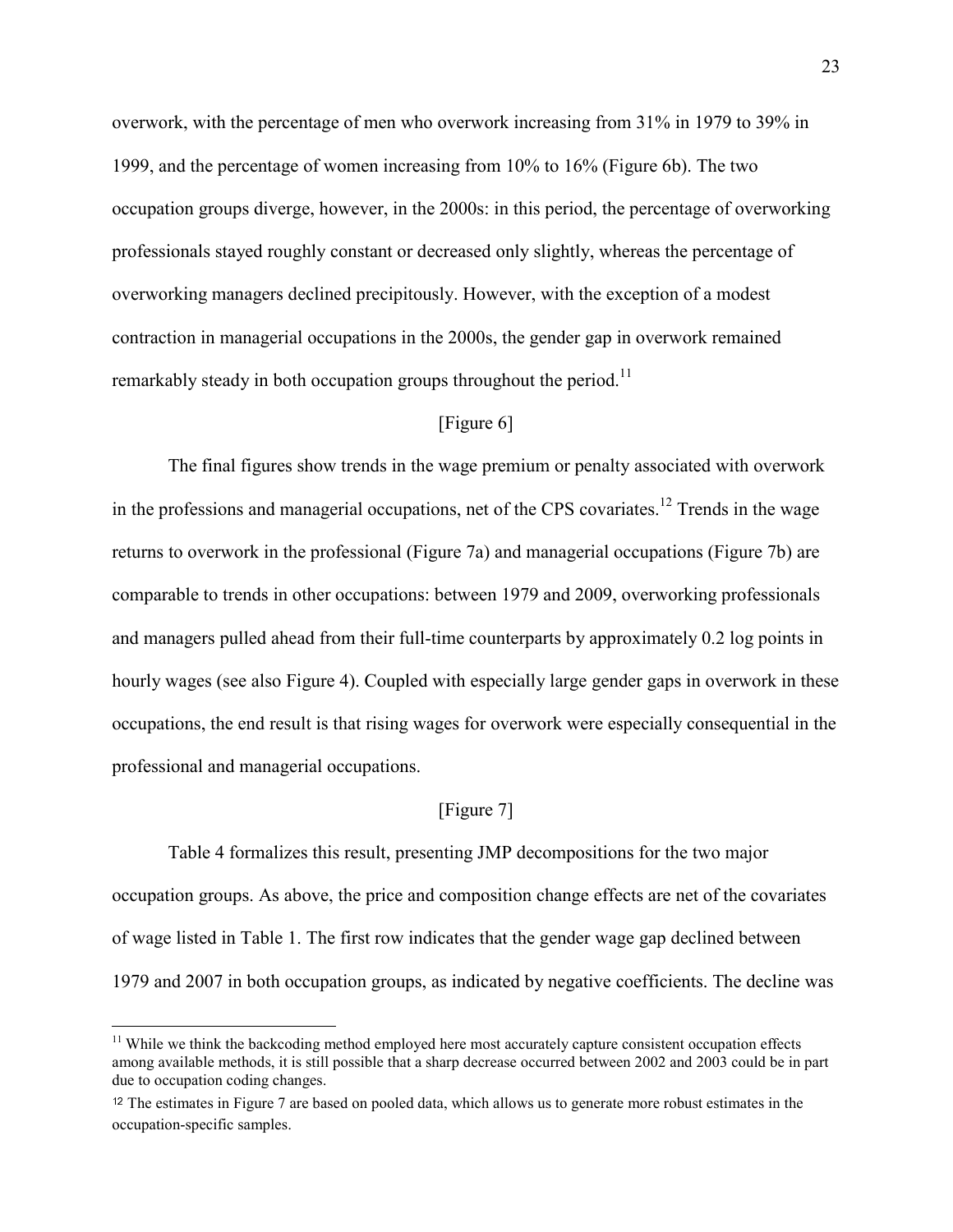overwork, with the percentage of men who overwork increasing from 31% in 1979 to 39% in 1999, and the percentage of women increasing from 10% to 16% (Figure 6b). The two occupation groups diverge, however, in the 2000s: in this period, the percentage of overworking professionals stayed roughly constant or decreased only slightly, whereas the percentage of overworking managers declined precipitously. However, with the exception of a modest contraction in managerial occupations in the 2000s, the gender gap in overwork remained remarkably steady in both occupation groups throughout the period.[11]

[Figure 6]

The final figures show trends in the wage premium or penalty associated with overwork in the professions and managerial occupations, net of the CPS covariates.[12] Trends in the wage returns to overwork in the professional (Figure 7a) and managerial occupations (Figure 7b) are comparable to trends in other occupations: between 1979 and 2009, overworking professionals and managers pulled ahead from their full-time counterparts by approximately 0.2 log points in hourly wages (see also Figure 4). Coupled with especially large gender gaps in overwork in these occupations, the end result is that rising wages for overwork were especially consequential in the professional and managerial occupations.

[Figure 7]

Table 4 formalizes this result, presenting JMP decompositions for the two major occupation groups. As above, the price and composition change effects are net of the covariates of wage listed in Table 1. The first row indicates that the gender wage gap declined between 1979 and 2007 in both occupation groups, as indicated by negative coefficients. The decline was

---

[11] While we think the backcoding method employed here most accurately capture consistent occupation effects among available methods, it is still possible that a sharp decrease occurred between 2002 and 2003 could be in part due to occupation coding changes.

[12] The estimates in Figure 7 are based on pooled data, which allows us to generate more robust estimates in the occupation-specific samples.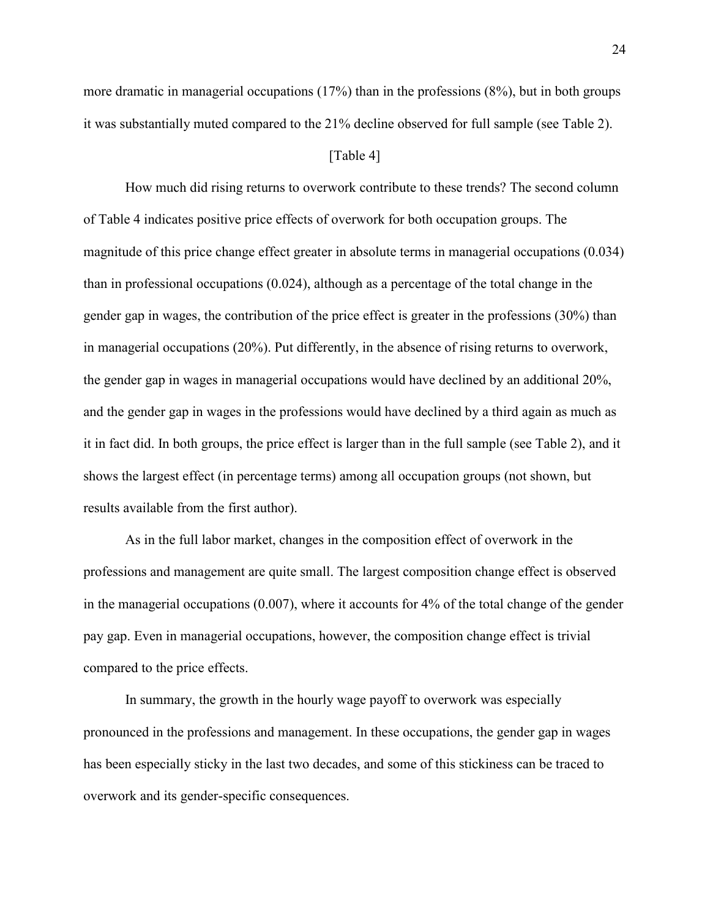more dramatic in managerial occupations (17%) than in the professions (8%), but in both groups it was substantially muted compared to the 21% decline observed for full sample (see Table 2).

[Table 4]

How much did rising returns to overwork contribute to these trends? The second column of Table 4 indicates positive price effects of overwork for both occupation groups. The magnitude of this price change effect greater in absolute terms in managerial occupations (0.034) than in professional occupations (0.024), although as a percentage of the total change in the gender gap in wages, the contribution of the price effect is greater in the professions (30%) than in managerial occupations (20%). Put differently, in the absence of rising returns to overwork, the gender gap in wages in managerial occupations would have declined by an additional 20%, and the gender gap in wages in the professions would have declined by a third again as much as it in fact did. In both groups, the price effect is larger than in the full sample (see Table 2), and it shows the largest effect (in percentage terms) among all occupation groups (not shown, but results available from the first author).

As in the full labor market, changes in the composition effect of overwork in the professions and management are quite small. The largest composition change effect is observed in the managerial occupations (0.007), where it accounts for 4% of the total change of the gender pay gap. Even in managerial occupations, however, the composition change effect is trivial compared to the price effects.

In summary, the growth in the hourly wage payoff to overwork was especially pronounced in the professions and management. In these occupations, the gender gap in wages has been especially sticky in the last two decades, and some of this stickiness can be traced to overwork and its gender-specific consequences.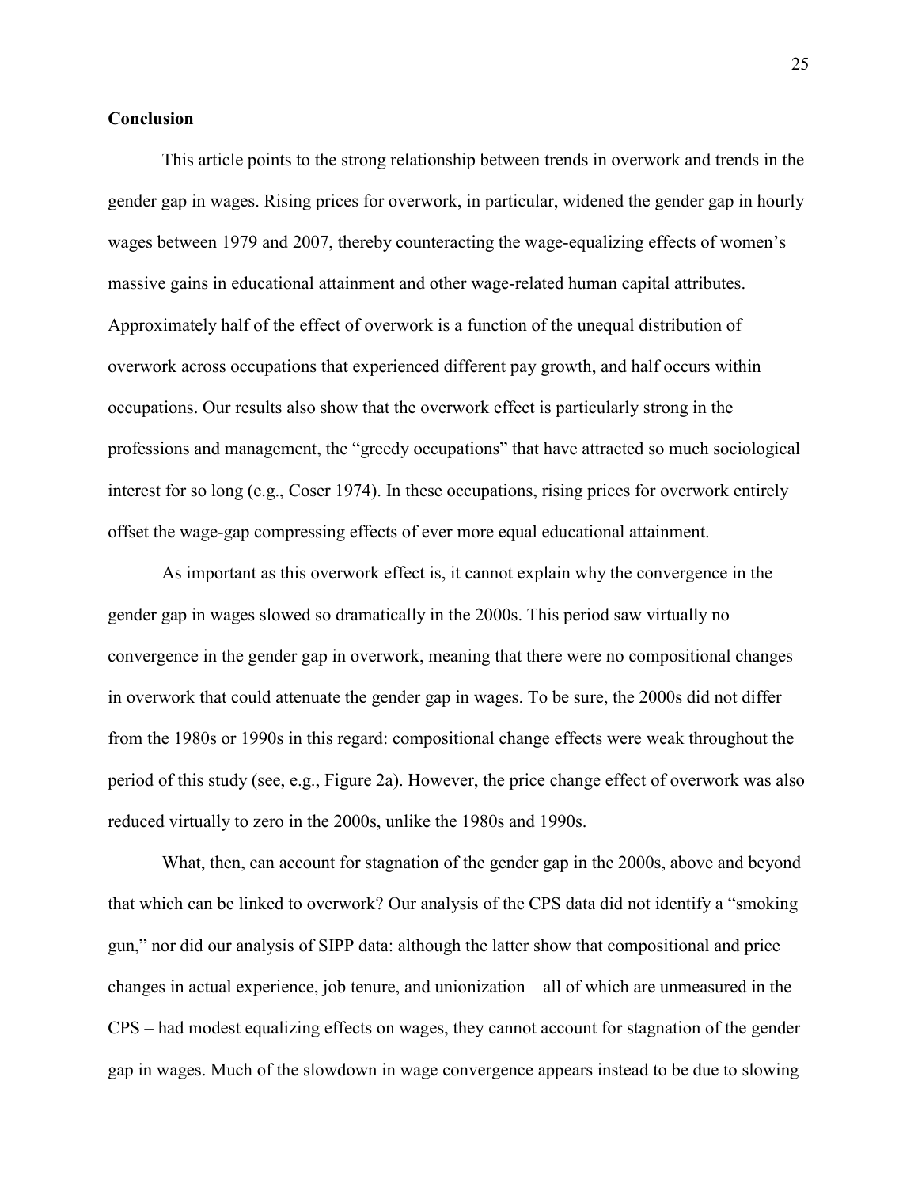## Conclusion

This article points to the strong relationship between trends in overwork and trends in the gender gap in wages. Rising prices for overwork, in particular, widened the gender gap in hourly wages between 1979 and 2007, thereby counteracting the wage-equalizing effects of women's massive gains in educational attainment and other wage-related human capital attributes. Approximately half of the effect of overwork is a function of the unequal distribution of overwork across occupations that experienced different pay growth, and half occurs within occupations. Our results also show that the overwork effect is particularly strong in the professions and management, the "greedy occupations" that have attracted so much sociological interest for so long (e.g., Coser 1974). In these occupations, rising prices for overwork entirely offset the wage-gap compressing effects of ever more equal educational attainment.

As important as this overwork effect is, it cannot explain why the convergence in the gender gap in wages slowed so dramatically in the 2000s. This period saw virtually no convergence in the gender gap in overwork, meaning that there were no compositional changes in overwork that could attenuate the gender gap in wages. To be sure, the 2000s did not differ from the 1980s or 1990s in this regard: compositional change effects were weak throughout the period of this study (see, e.g., Figure 2a). However, the price change effect of overwork was also reduced virtually to zero in the 2000s, unlike the 1980s and 1990s.

What, then, can account for stagnation of the gender gap in the 2000s, above and beyond that which can be linked to overwork? Our analysis of the CPS data did not identify a "smoking gun," nor did our analysis of SIPP data: although the latter show that compositional and price changes in actual experience, job tenure, and unionization – all of which are unmeasured in the CPS – had modest equalizing effects on wages, they cannot account for stagnation of the gender gap in wages. Much of the slowdown in wage convergence appears instead to be due to slowing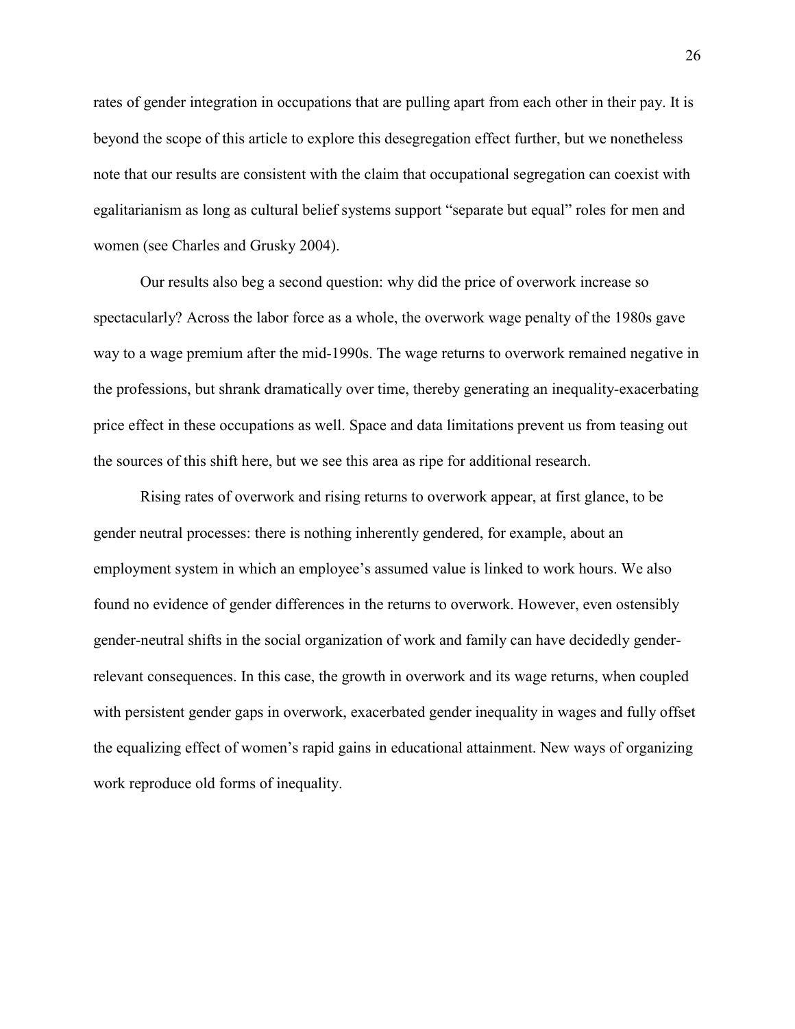rates of gender integration in occupations that are pulling apart from each other in their pay. It is beyond the scope of this article to explore this desegregation effect further, but we nonetheless note that our results are consistent with the claim that occupational segregation can coexist with egalitarianism as long as cultural belief systems support "separate but equal" roles for men and women (see Charles and Grusky 2004).

Our results also beg a second question: why did the price of overwork increase so spectacularly? Across the labor force as a whole, the overwork wage penalty of the 1980s gave way to a wage premium after the mid-1990s. The wage returns to overwork remained negative in the professions, but shrank dramatically over time, thereby generating an inequality-exacerbating price effect in these occupations as well. Space and data limitations prevent us from teasing out the sources of this shift here, but we see this area as ripe for additional research.

Rising rates of overwork and rising returns to overwork appear, at first glance, to be gender neutral processes: there is nothing inherently gendered, for example, about an employment system in which an employee's assumed value is linked to work hours. We also found no evidence of gender differences in the returns to overwork. However, even ostensibly gender-neutral shifts in the social organization of work and family can have decidedly gender-relevant consequences. In this case, the growth in overwork and its wage returns, when coupled with persistent gender gaps in overwork, exacerbated gender inequality in wages and fully offset the equalizing effect of women's rapid gains in educational attainment. New ways of organizing work reproduce old forms of inequality.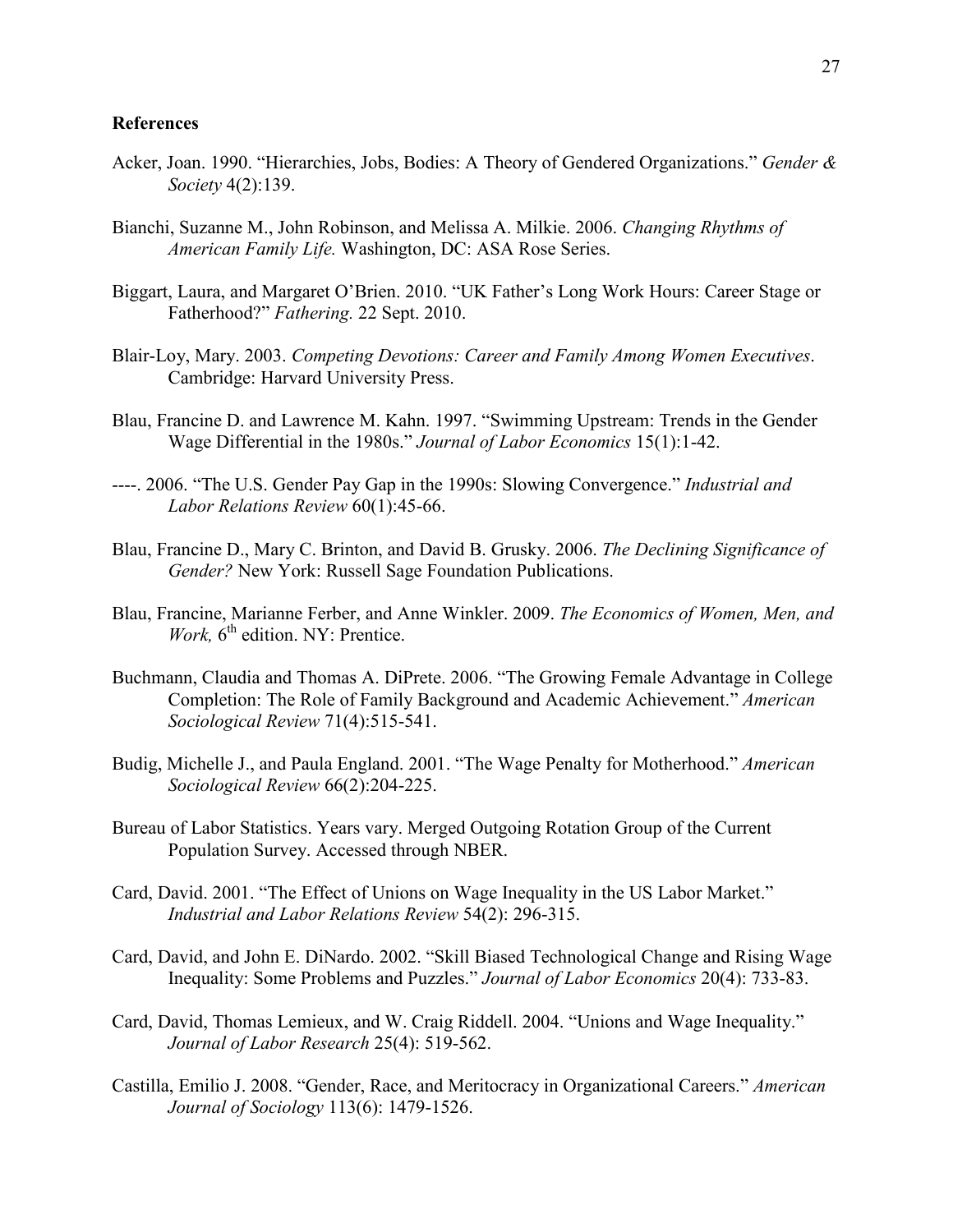## References

Acker, Joan. 1990. "Hierarchies, Jobs, Bodies: A Theory of Gendered Organizations." *Gender & Society* 4(2):139.

Bianchi, Suzanne M., John Robinson, and Melissa A. Milkie. 2006. *Changing Rhythms of American Family Life.* Washington, DC: ASA Rose Series.

Biggart, Laura, and Margaret O'Brien. 2010. "UK Father's Long Work Hours: Career Stage or Fatherhood?" *Fathering.* 22 Sept. 2010.

Blair-Loy, Mary. 2003. *Competing Devotions: Career and Family Among Women Executives*. Cambridge: Harvard University Press.

Blau, Francine D. and Lawrence M. Kahn. 1997. "Swimming Upstream: Trends in the Gender Wage Differential in the 1980s." *Journal of Labor Economics* 15(1):1-42.

----. 2006. "The U.S. Gender Pay Gap in the 1990s: Slowing Convergence." *Industrial and Labor Relations Review* 60(1):45-66.

Blau, Francine D., Mary C. Brinton, and David B. Grusky. 2006. *The Declining Significance of Gender?* New York: Russell Sage Foundation Publications.

Blau, Francine, Marianne Ferber, and Anne Winkler. 2009. *The Economics of Women, Men, and Work,* 6th edition. NY: Prentice.

Buchmann, Claudia and Thomas A. DiPrete. 2006. "The Growing Female Advantage in College Completion: The Role of Family Background and Academic Achievement." *American Sociological Review* 71(4):515-541.

Budig, Michelle J., and Paula England. 2001. "The Wage Penalty for Motherhood." *American Sociological Review* 66(2):204-225.

Bureau of Labor Statistics. Years vary. Merged Outgoing Rotation Group of the Current Population Survey. Accessed through NBER.

Card, David. 2001. "The Effect of Unions on Wage Inequality in the US Labor Market." *Industrial and Labor Relations Review* 54(2): 296-315.

Card, David, and John E. DiNardo. 2002. "Skill Biased Technological Change and Rising Wage Inequality: Some Problems and Puzzles." *Journal of Labor Economics* 20(4): 733-83.

Card, David, Thomas Lemieux, and W. Craig Riddell. 2004. "Unions and Wage Inequality." *Journal of Labor Research* 25(4): 519-562.

Castilla, Emilio J. 2008. "Gender, Race, and Meritocracy in Organizational Careers." *American Journal of Sociology* 113(6): 1479-1526.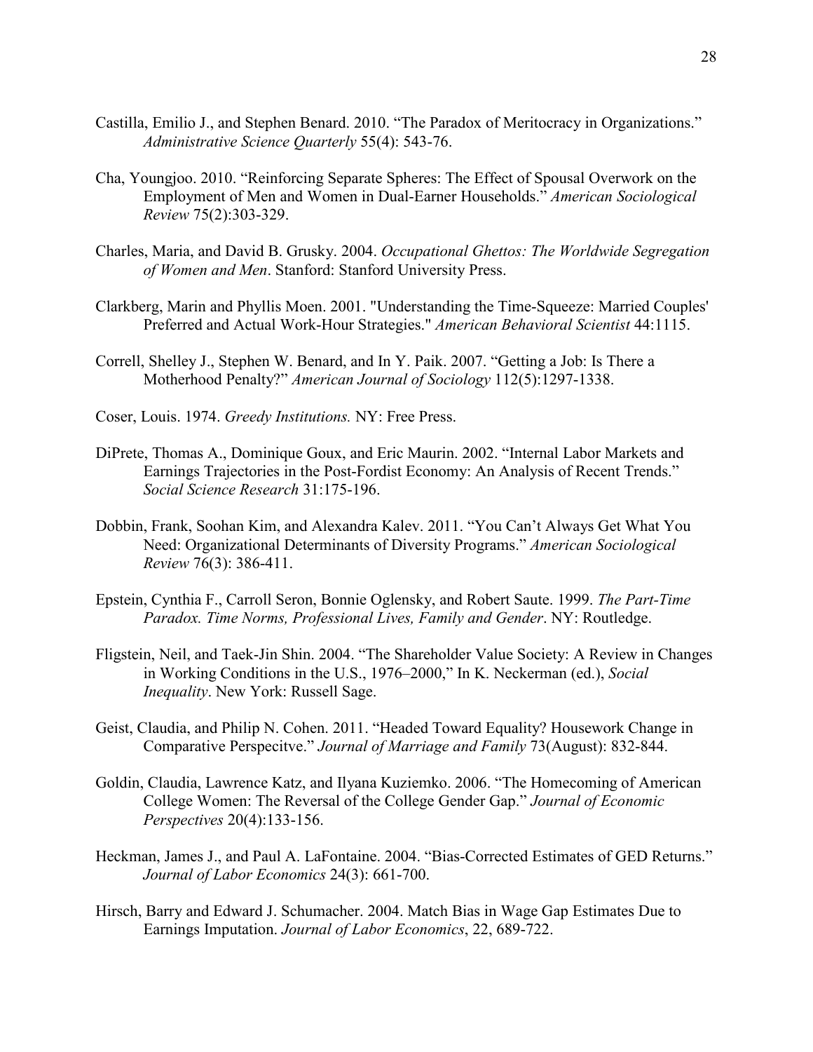Castilla, Emilio J., and Stephen Benard. 2010. "The Paradox of Meritocracy in Organizations." *Administrative Science Quarterly* 55(4): 543-76.

Cha, Youngjoo. 2010. "Reinforcing Separate Spheres: The Effect of Spousal Overwork on the Employment of Men and Women in Dual-Earner Households." *American Sociological Review* 75(2):303-329.

Charles, Maria, and David B. Grusky. 2004. *Occupational Ghettos: The Worldwide Segregation of Women and Men*. Stanford: Stanford University Press.

Clarkberg, Marin and Phyllis Moen. 2001. "Understanding the Time-Squeeze: Married Couples' Preferred and Actual Work-Hour Strategies." *American Behavioral Scientist* 44:1115.

Correll, Shelley J., Stephen W. Benard, and In Y. Paik. 2007. "Getting a Job: Is There a Motherhood Penalty?" *American Journal of Sociology* 112(5):1297-1338.

Coser, Louis. 1974. *Greedy Institutions.* NY: Free Press.

DiPrete, Thomas A., Dominique Goux, and Eric Maurin. 2002. "Internal Labor Markets and Earnings Trajectories in the Post-Fordist Economy: An Analysis of Recent Trends." *Social Science Research* 31:175-196.

Dobbin, Frank, Soohan Kim, and Alexandra Kalev. 2011. "You Can't Always Get What You Need: Organizational Determinants of Diversity Programs." *American Sociological Review* 76(3): 386-411.

Epstein, Cynthia F., Carroll Seron, Bonnie Oglensky, and Robert Saute. 1999. *The Part-Time Paradox. Time Norms, Professional Lives, Family and Gender*. NY: Routledge.

Fligstein, Neil, and Taek-Jin Shin. 2004. "The Shareholder Value Society: A Review in Changes in Working Conditions in the U.S., 1976–2000," In K. Neckerman (ed.), *Social Inequality*. New York: Russell Sage.

Geist, Claudia, and Philip N. Cohen. 2011. "Headed Toward Equality? Housework Change in Comparative Perspecitve." *Journal of Marriage and Family* 73(August): 832-844.

Goldin, Claudia, Lawrence Katz, and Ilyana Kuziemko. 2006. "The Homecoming of American College Women: The Reversal of the College Gender Gap." *Journal of Economic Perspectives* 20(4):133-156.

Heckman, James J., and Paul A. LaFontaine. 2004. "Bias-Corrected Estimates of GED Returns." *Journal of Labor Economics* 24(3): 661-700.

Hirsch, Barry and Edward J. Schumacher. 2004. Match Bias in Wage Gap Estimates Due to Earnings Imputation. *Journal of Labor Economics*, 22, 689-722.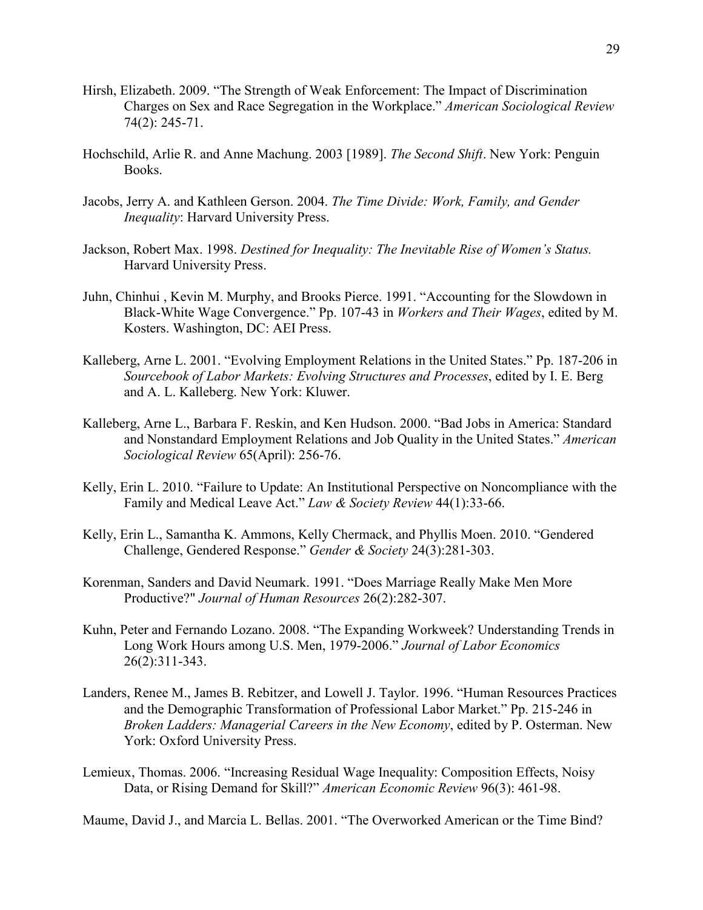Hirsh, Elizabeth. 2009. "The Strength of Weak Enforcement: The Impact of Discrimination Charges on Sex and Race Segregation in the Workplace." *American Sociological Review* 74(2): 245-71.

Hochschild, Arlie R. and Anne Machung. 2003 [1989]. *The Second Shift*. New York: Penguin Books.

Jacobs, Jerry A. and Kathleen Gerson. 2004. *The Time Divide: Work, Family, and Gender Inequality*: Harvard University Press.

Jackson, Robert Max. 1998. *Destined for Inequality: The Inevitable Rise of Women's Status.* Harvard University Press.

Juhn, Chinhui , Kevin M. Murphy, and Brooks Pierce. 1991. "Accounting for the Slowdown in Black-White Wage Convergence." Pp. 107-43 in *Workers and Their Wages*, edited by M. Kosters. Washington, DC: AEI Press.

Kalleberg, Arne L. 2001. "Evolving Employment Relations in the United States." Pp. 187-206 in *Sourcebook of Labor Markets: Evolving Structures and Processes*, edited by I. E. Berg and A. L. Kalleberg. New York: Kluwer.

Kalleberg, Arne L., Barbara F. Reskin, and Ken Hudson. 2000. "Bad Jobs in America: Standard and Nonstandard Employment Relations and Job Quality in the United States." *American Sociological Review* 65(April): 256-76.

Kelly, Erin L. 2010. "Failure to Update: An Institutional Perspective on Noncompliance with the Family and Medical Leave Act." *Law & Society Review* 44(1):33-66.

Kelly, Erin L., Samantha K. Ammons, Kelly Chermack, and Phyllis Moen. 2010. "Gendered Challenge, Gendered Response." *Gender & Society* 24(3):281-303.

Korenman, Sanders and David Neumark. 1991. "Does Marriage Really Make Men More Productive?" *Journal of Human Resources* 26(2):282-307.

Kuhn, Peter and Fernando Lozano. 2008. "The Expanding Workweek? Understanding Trends in Long Work Hours among U.S. Men, 1979-2006." *Journal of Labor Economics* 26(2):311-343.

Landers, Renee M., James B. Rebitzer, and Lowell J. Taylor. 1996. "Human Resources Practices and the Demographic Transformation of Professional Labor Market." Pp. 215-246 in *Broken Ladders: Managerial Careers in the New Economy*, edited by P. Osterman. New York: Oxford University Press.

Lemieux, Thomas. 2006. "Increasing Residual Wage Inequality: Composition Effects, Noisy Data, or Rising Demand for Skill?" *American Economic Review* 96(3): 461-98.

Maume, David J., and Marcia L. Bellas. 2001. "The Overworked American or the Time Bind?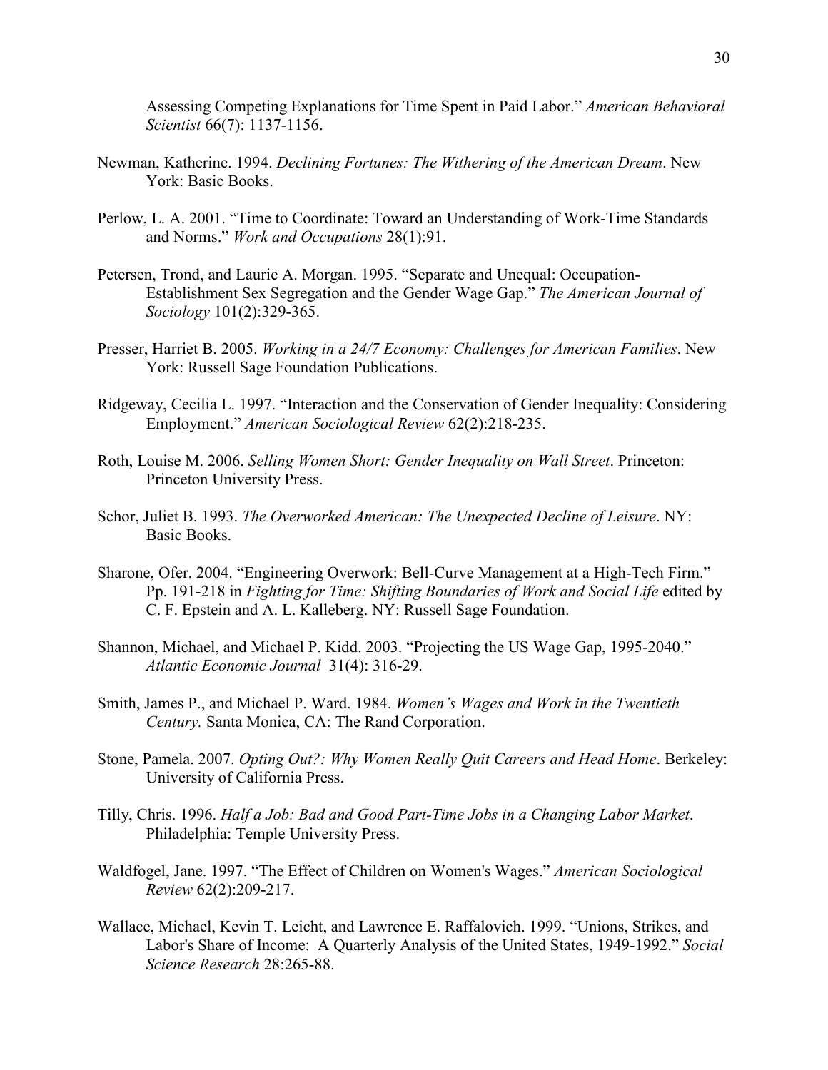Assessing Competing Explanations for Time Spent in Paid Labor." *American Behavioral Scientist* 66(7): 1137-1156.

Newman, Katherine. 1994. *Declining Fortunes: The Withering of the American Dream*. New York: Basic Books.

Perlow, L. A. 2001. "Time to Coordinate: Toward an Understanding of Work-Time Standards and Norms." *Work and Occupations* 28(1):91.

Petersen, Trond, and Laurie A. Morgan. 1995. "Separate and Unequal: Occupation-Establishment Sex Segregation and the Gender Wage Gap." *The American Journal of Sociology* 101(2):329-365.

Presser, Harriet B. 2005. *Working in a 24/7 Economy: Challenges for American Families*. New York: Russell Sage Foundation Publications.

Ridgeway, Cecilia L. 1997. "Interaction and the Conservation of Gender Inequality: Considering Employment." *American Sociological Review* 62(2):218-235.

Roth, Louise M. 2006. *Selling Women Short: Gender Inequality on Wall Street*. Princeton: Princeton University Press.

Schor, Juliet B. 1993. *The Overworked American: The Unexpected Decline of Leisure*. NY: Basic Books.

Sharone, Ofer. 2004. "Engineering Overwork: Bell-Curve Management at a High-Tech Firm." Pp. 191-218 in *Fighting for Time: Shifting Boundaries of Work and Social Life* edited by C. F. Epstein and A. L. Kalleberg. NY: Russell Sage Foundation.

Shannon, Michael, and Michael P. Kidd. 2003. "Projecting the US Wage Gap, 1995-2040." *Atlantic Economic Journal* 31(4): 316-29.

Smith, James P., and Michael P. Ward. 1984. *Women's Wages and Work in the Twentieth Century.* Santa Monica, CA: The Rand Corporation.

Stone, Pamela. 2007. *Opting Out?: Why Women Really Quit Careers and Head Home*. Berkeley: University of California Press.

Tilly, Chris. 1996. *Half a Job: Bad and Good Part-Time Jobs in a Changing Labor Market*. Philadelphia: Temple University Press.

Waldfogel, Jane. 1997. "The Effect of Children on Women's Wages." *American Sociological Review* 62(2):209-217.

Wallace, Michael, Kevin T. Leicht, and Lawrence E. Raffalovich. 1999. "Unions, Strikes, and Labor's Share of Income: A Quarterly Analysis of the United States, 1949-1992." *Social Science Research* 28:265-88.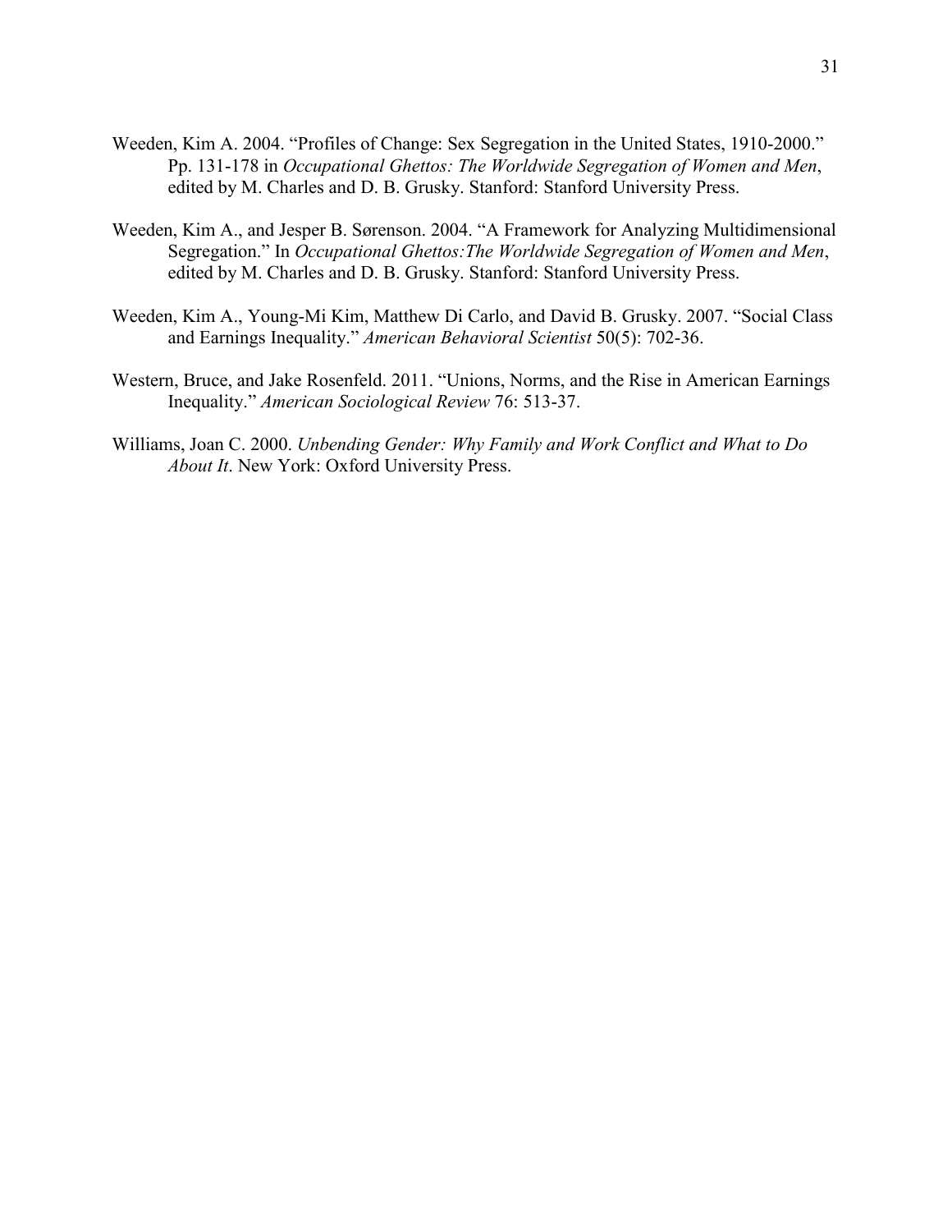Weeden, Kim A. 2004. "Profiles of Change: Sex Segregation in the United States, 1910-2000." Pp. 131-178 in *Occupational Ghettos: The Worldwide Segregation of Women and Men*, edited by M. Charles and D. B. Grusky. Stanford: Stanford University Press.

Weeden, Kim A., and Jesper B. Sørenson. 2004. "A Framework for Analyzing Multidimensional Segregation." In *Occupational Ghettos:The Worldwide Segregation of Women and Men*, edited by M. Charles and D. B. Grusky. Stanford: Stanford University Press.

Weeden, Kim A., Young-Mi Kim, Matthew Di Carlo, and David B. Grusky. 2007. "Social Class and Earnings Inequality." *American Behavioral Scientist* 50(5): 702-36.

Western, Bruce, and Jake Rosenfeld. 2011. "Unions, Norms, and the Rise in American Earnings Inequality." *American Sociological Review* 76: 513-37.

Williams, Joan C. 2000. *Unbending Gender: Why Family and Work Conflict and What to Do About It*. New York: Oxford University Press.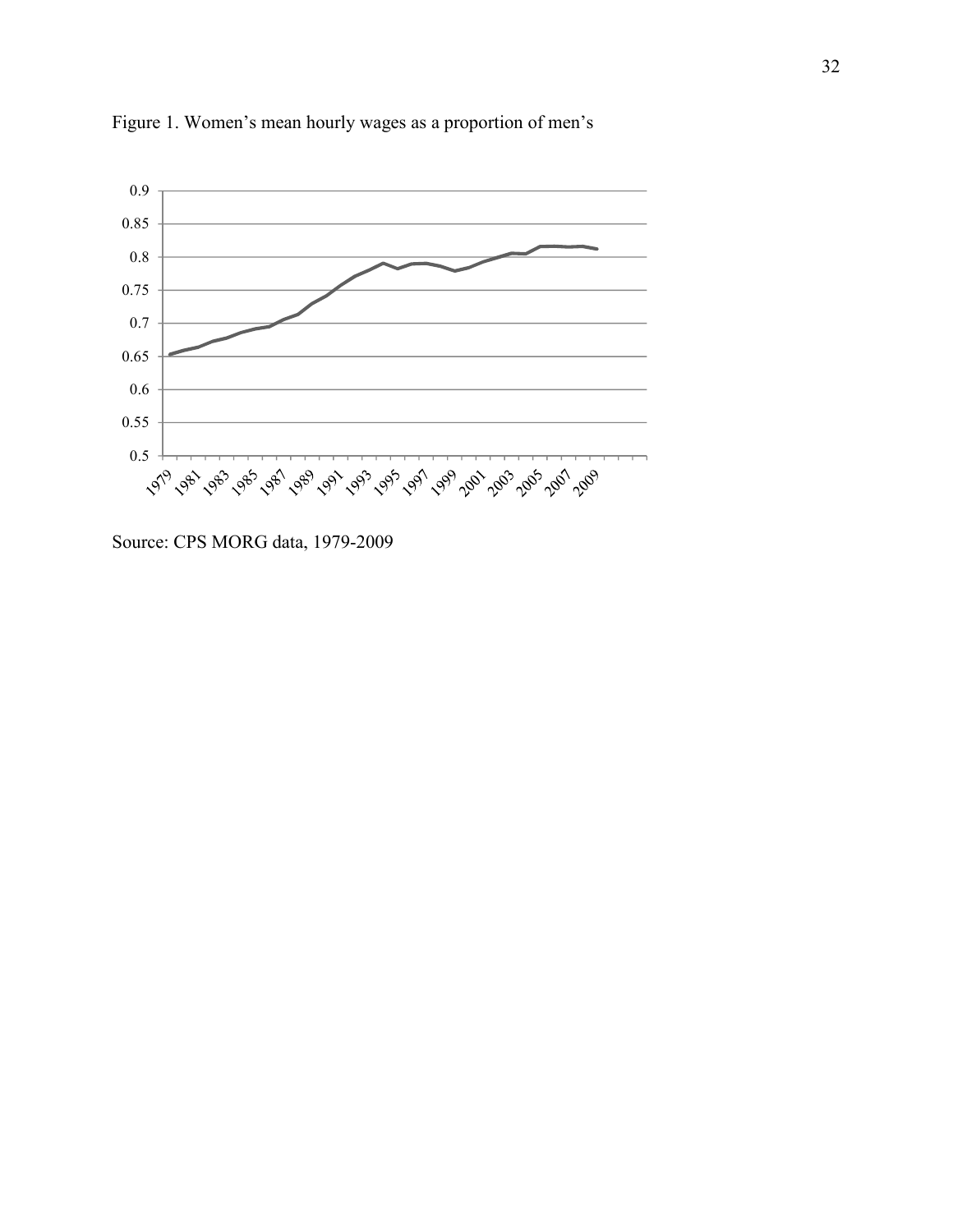Figure 1. Women's mean hourly wages as a proportion of men's

Source: CPS MORG data, 1979-2009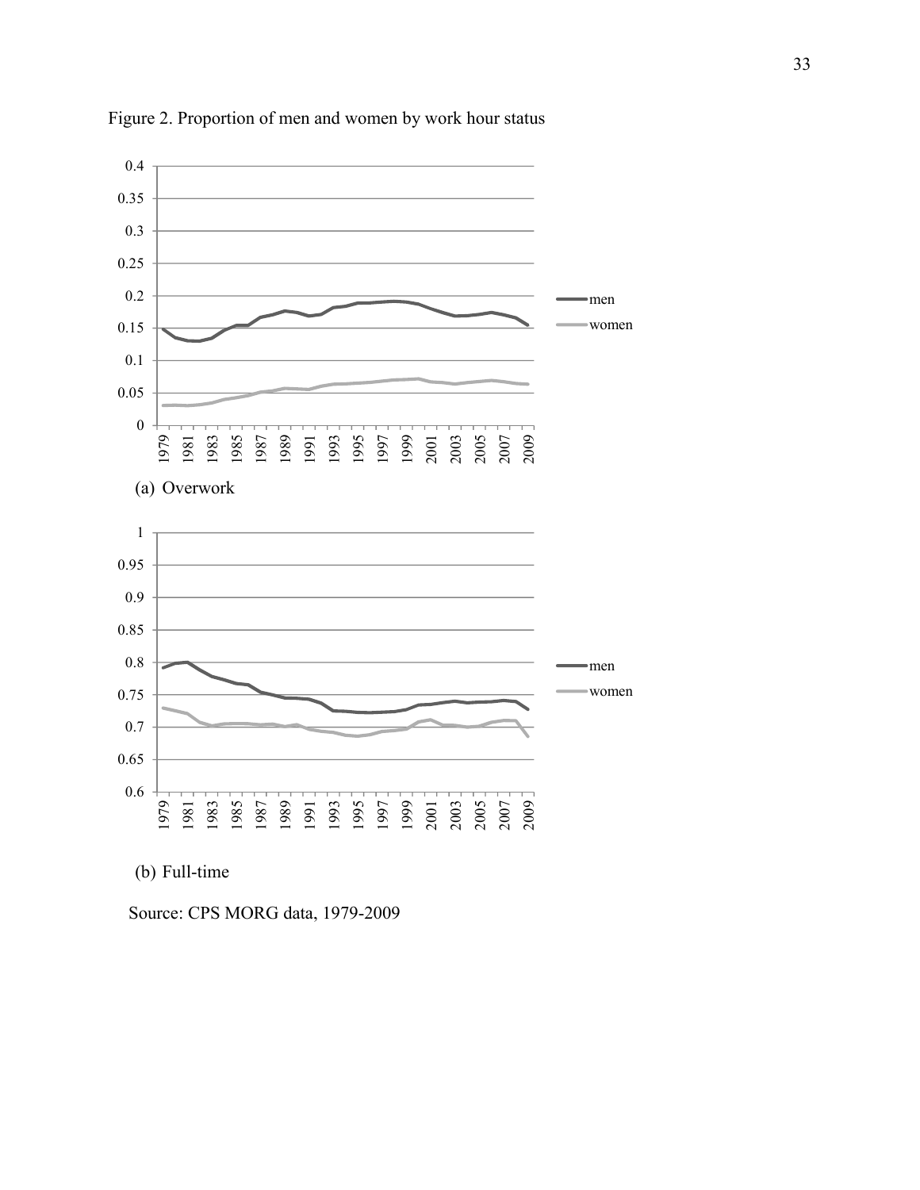Figure 2. Proportion of men and women by work hour status

(a) Overwork

(b) Full-time

Source: CPS MORG data, 1979-2009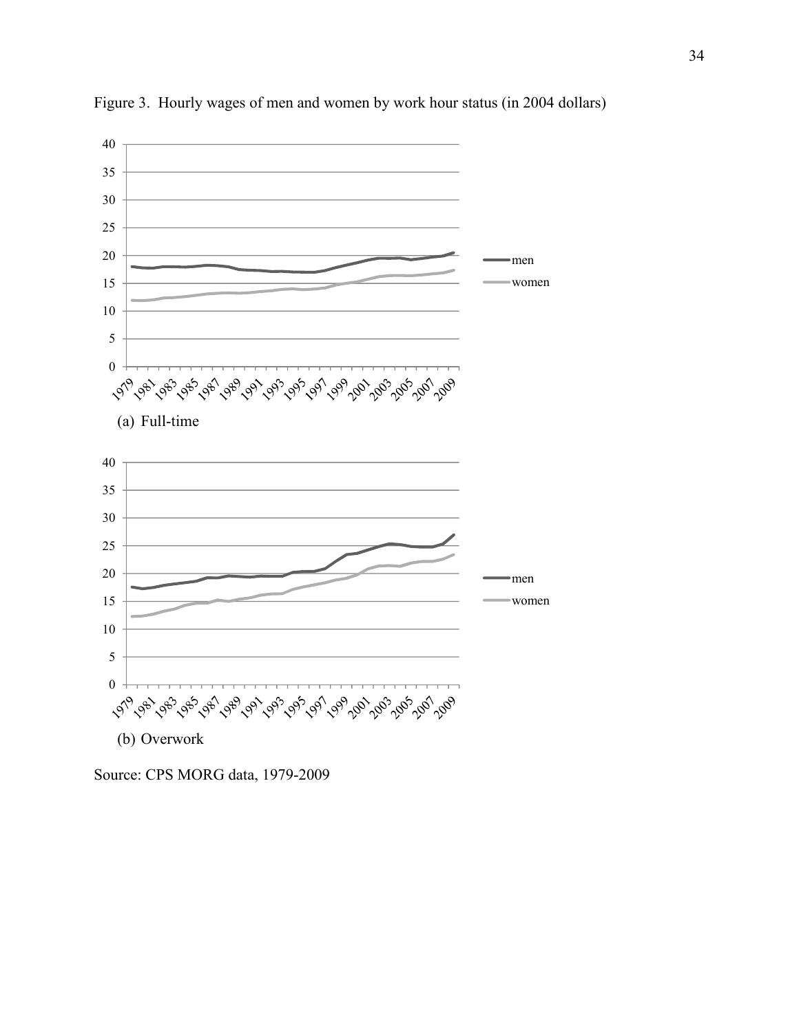Figure 3. Hourly wages of men and women by work hour status (in 2004 dollars)

(a) Full-time

(b) Overwork

Source: CPS MORG data, 1979-2009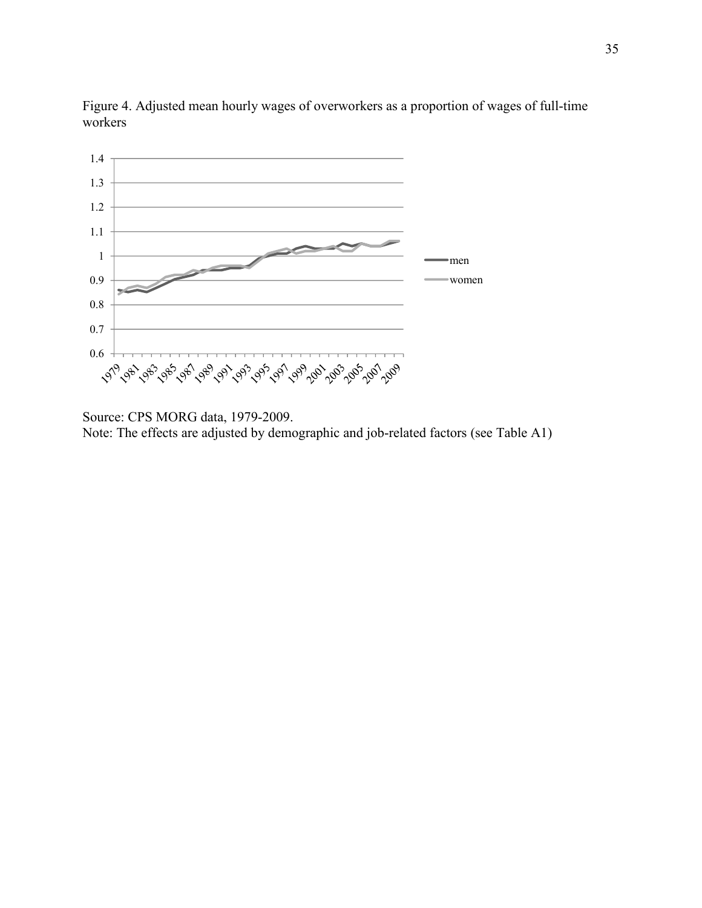Figure 4. Adjusted mean hourly wages of overworkers as a proportion of wages of full-time workers

Source: CPS MORG data, 1979-2009.
Note: The effects are adjusted by demographic and job-related factors (see Table A1)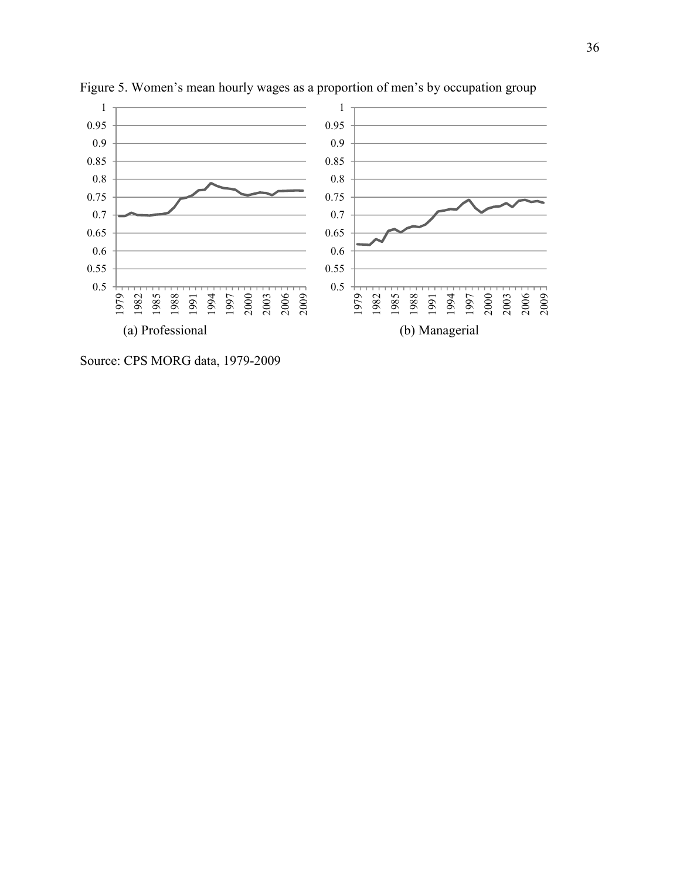Figure 5. Women's mean hourly wages as a proportion of men's by occupation group

(a) Professional

(b) Managerial

Source: CPS MORG data, 1979-2009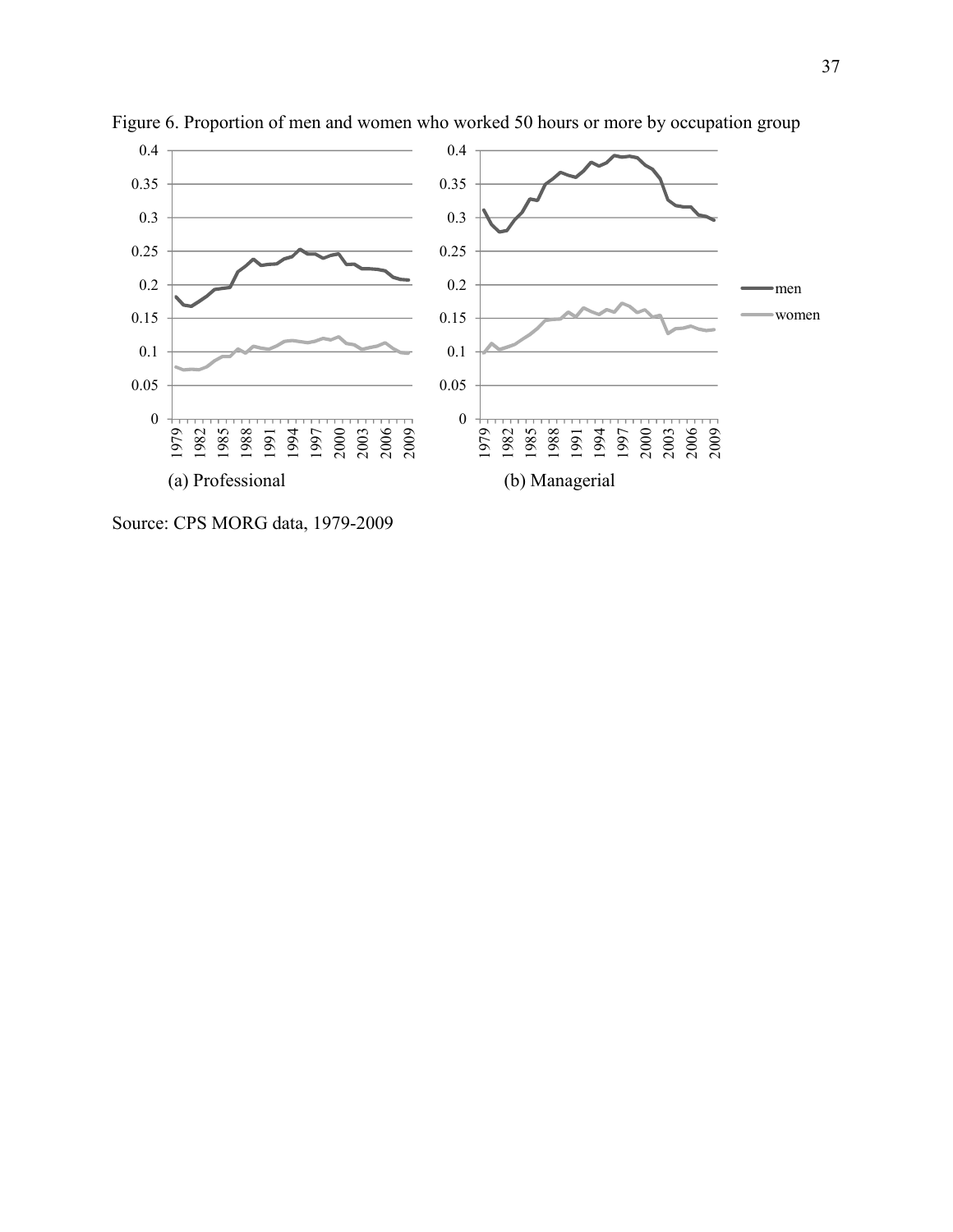Figure 6. Proportion of men and women who worked 50 hours or more by occupation group

(a) Professional

(b) Managerial

Source: CPS MORG data, 1979-2009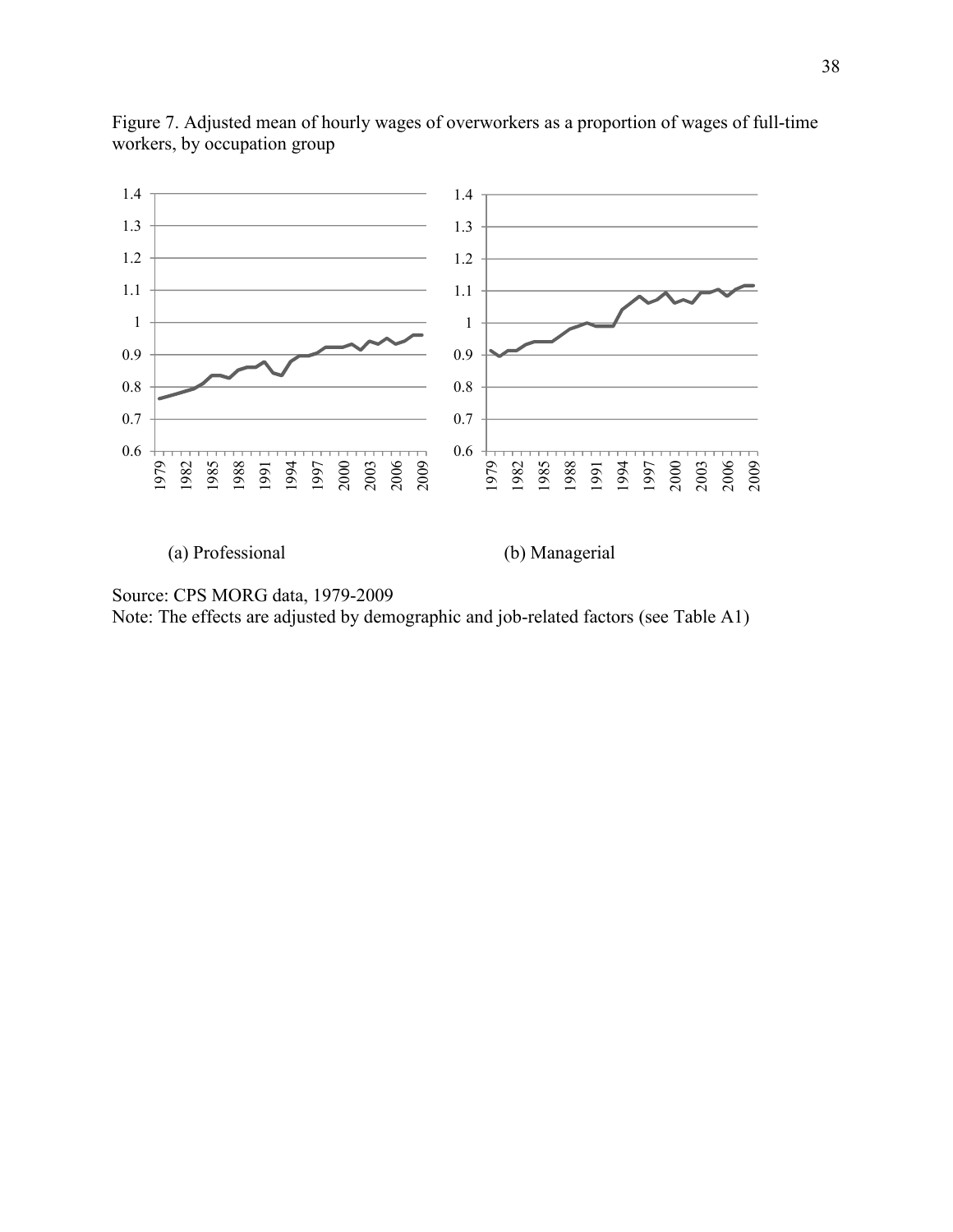Figure 7. Adjusted mean of hourly wages of overworkers as a proportion of wages of full-time workers, by occupation group

(a) Professional

(b) Managerial

Source: CPS MORG data, 1979-2009

Note: The effects are adjusted by demographic and job-related factors (see Table A1)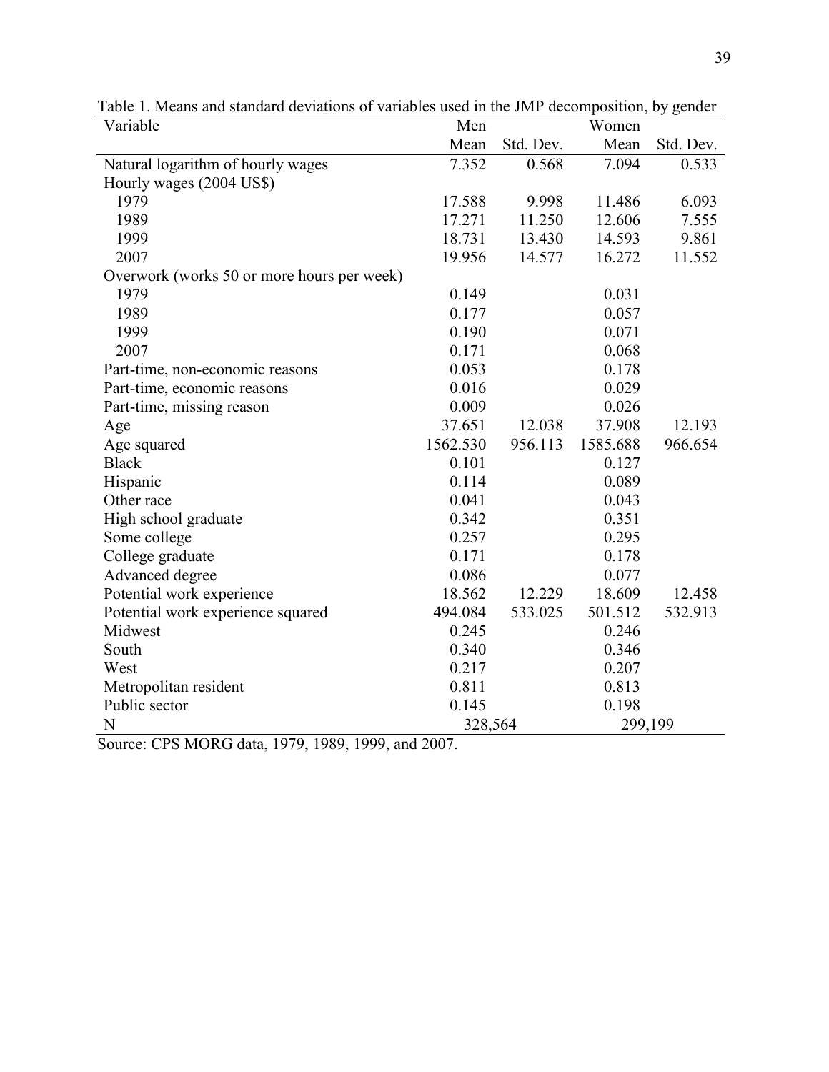Table 1. Means and standard deviations of variables used in the JMP decomposition, by gender

| Variable | Men | | Women | |
|---|---|---|---|---|
| | Mean | Std. Dev. | Mean | Std. Dev. |
| Natural logarithm of hourly wages | 7.352 | 0.568 | 7.094 | 0.533 |
| Hourly wages (2004 US$) | | | | |
| 1979 | 17.588 | 9.998 | 11.486 | 6.093 |
| 1989 | 17.271 | 11.250 | 12.606 | 7.555 |
| 1999 | 18.731 | 13.430 | 14.593 | 9.861 |
| 2007 | 19.956 | 14.577 | 16.272 | 11.552 |
| Overwork (works 50 or more hours per week) | | | | |
| 1979 | 0.149 | | 0.031 | |
| 1989 | 0.177 | | 0.057 | |
| 1999 | 0.190 | | 0.071 | |
| 2007 | 0.171 | | 0.068 | |
| Part-time, non-economic reasons | 0.053 | | 0.178 | |
| Part-time, economic reasons | 0.016 | | 0.029 | |
| Part-time, missing reason | 0.009 | | 0.026 | |
| Age | 37.651 | 12.038 | 37.908 | 12.193 |
| Age squared | 1562.530 | 956.113 | 1585.688 | 966.654 |
| Black | 0.101 | | 0.127 | |
| Hispanic | 0.114 | | 0.089 | |
| Other race | 0.041 | | 0.043 | |
| High school graduate | 0.342 | | 0.351 | |
| Some college | 0.257 | | 0.295 | |
| College graduate | 0.171 | | 0.178 | |
| Advanced degree | 0.086 | | 0.077 | |
| Potential work experience | 18.562 | 12.229 | 18.609 | 12.458 |
| Potential work experience squared | 494.084 | 533.025 | 501.512 | 532.913 |
| Midwest | 0.245 | | 0.246 | |
| South | 0.340 | | 0.346 | |
| West | 0.217 | | 0.207 | |
| Metropolitan resident | 0.811 | | 0.813 | |
| Public sector | 0.145 | | 0.198 | |
| N | 328,564 | | 299,199 | |

Source: CPS MORG data, 1979, 1989, 1999, and 2007.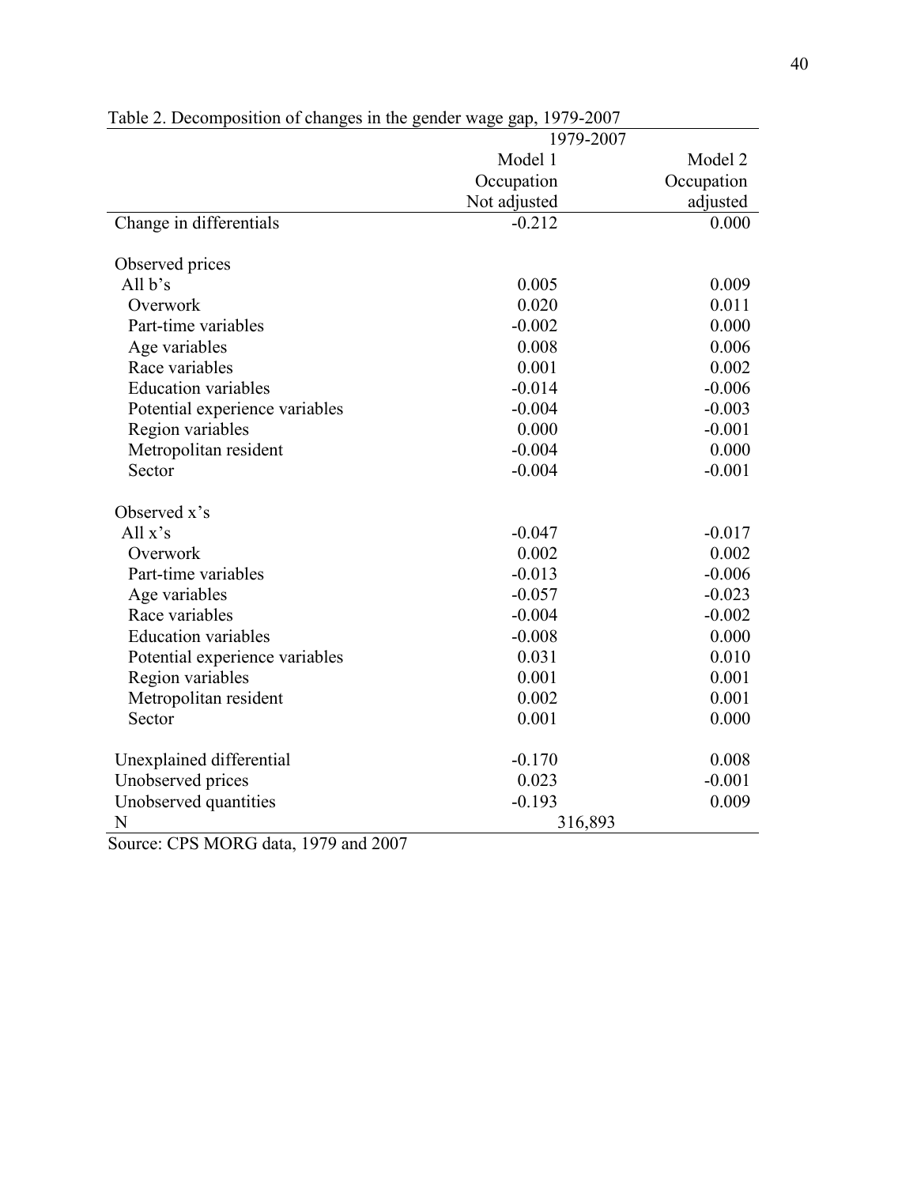Table 2. Decomposition of changes in the gender wage gap, 1979-2007

| | 1979-2007 | |
|---|---|---|
| | Model 1 Occupation Not adjusted | Model 2 Occupation adjusted |
| Change in differentials | -0.212 | 0.000 |
| | | |
| Observed prices | | |
| All b's | 0.005 | 0.009 |
| Overwork | 0.020 | 0.011 |
| Part-time variables | -0.002 | 0.000 |
| Age variables | 0.008 | 0.006 |
| Race variables | 0.001 | 0.002 |
| Education variables | -0.014 | -0.006 |
| Potential experience variables | -0.004 | -0.003 |
| Region variables | 0.000 | -0.001 |
| Metropolitan resident | -0.004 | 0.000 |
| Sector | -0.004 | -0.001 |
| | | |
| Observed x's | | |
| All x's | -0.047 | -0.017 |
| Overwork | 0.002 | 0.002 |
| Part-time variables | -0.013 | -0.006 |
| Age variables | -0.057 | -0.023 |
| Race variables | -0.004 | -0.002 |
| Education variables | -0.008 | 0.000 |
| Potential experience variables | 0.031 | 0.010 |
| Region variables | 0.001 | 0.001 |
| Metropolitan resident | 0.002 | 0.001 |
| Sector | 0.001 | 0.000 |
| | | |
| Unexplained differential | -0.170 | 0.008 |
| Unobserved prices | 0.023 | -0.001 |
| Unobserved quantities | -0.193 | 0.009 |
| N | 316,893 | |

Source: CPS MORG data, 1979 and 2007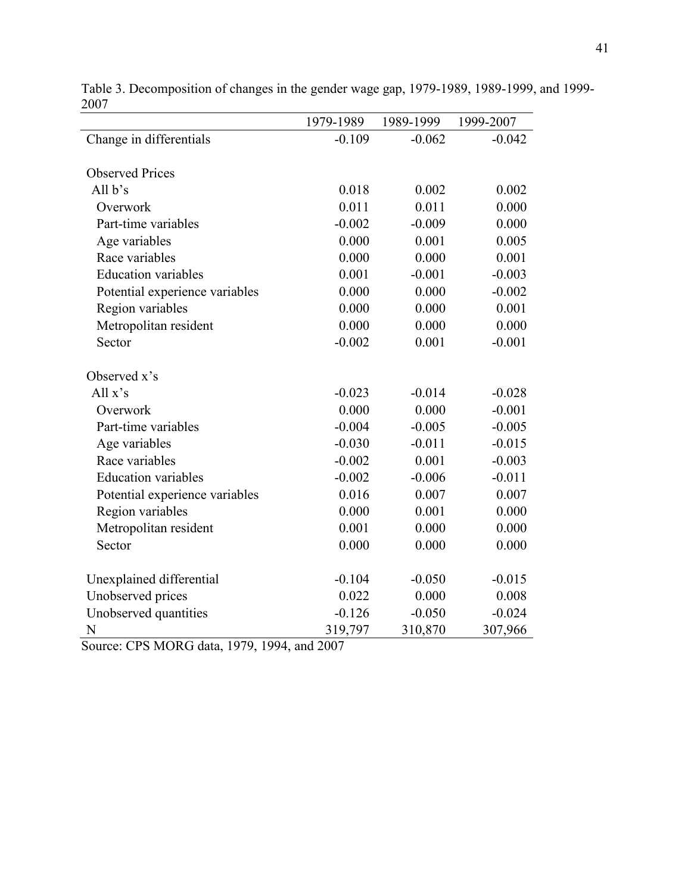Table 3. Decomposition of changes in the gender wage gap, 1979-1989, 1989-1999, and 1999-2007

| | 1979-1989 | 1989-1999 | 1999-2007 |
|---|---|---|---|
| Change in differentials | -0.109 | -0.062 | -0.042 |
| | | | |
| Observed Prices | | | |
| All b's | 0.018 | 0.002 | 0.002 |
| Overwork | 0.011 | 0.011 | 0.000 |
| Part-time variables | -0.002 | -0.009 | 0.000 |
| Age variables | 0.000 | 0.001 | 0.005 |
| Race variables | 0.000 | 0.000 | 0.001 |
| Education variables | 0.001 | -0.001 | -0.003 |
| Potential experience variables | 0.000 | 0.000 | -0.002 |
| Region variables | 0.000 | 0.000 | 0.001 |
| Metropolitan resident | 0.000 | 0.000 | 0.000 |
| Sector | -0.002 | 0.001 | -0.001 |
| | | | |
| Observed x's | | | |
| All x's | -0.023 | -0.014 | -0.028 |
| Overwork | 0.000 | 0.000 | -0.001 |
| Part-time variables | -0.004 | -0.005 | -0.005 |
| Age variables | -0.030 | -0.011 | -0.015 |
| Race variables | -0.002 | 0.001 | -0.003 |
| Education variables | -0.002 | -0.006 | -0.011 |
| Potential experience variables | 0.016 | 0.007 | 0.007 |
| Region variables | 0.000 | 0.001 | 0.000 |
| Metropolitan resident | 0.001 | 0.000 | 0.000 |
| Sector | 0.000 | 0.000 | 0.000 |
| | | | |
| Unexplained differential | -0.104 | -0.050 | -0.015 |
| Unobserved prices | 0.022 | 0.000 | 0.008 |
| Unobserved quantities | -0.126 | -0.050 | -0.024 |
| N | 319,797 | 310,870 | 307,966 |

Source: CPS MORG data, 1979, 1994, and 2007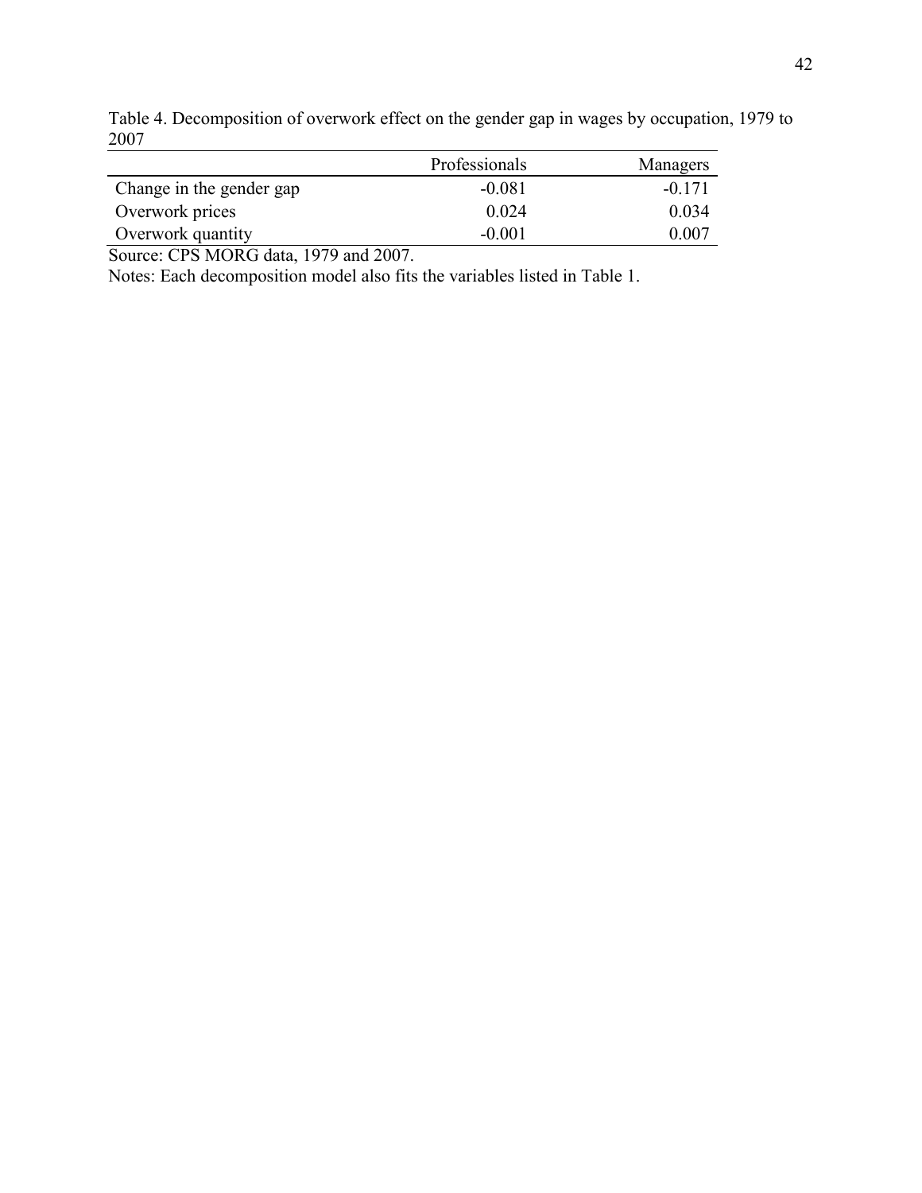Table 4. Decomposition of overwork effect on the gender gap in wages by occupation, 1979 to 2007

| | Professionals | Managers |
|---|---|---|
| Change in the gender gap | -0.081 | -0.171 |
| Overwork prices | 0.024 | 0.034 |
| Overwork quantity | -0.001 | 0.007 |

Source: CPS MORG data, 1979 and 2007.

Notes: Each decomposition model also fits the variables listed in Table 1.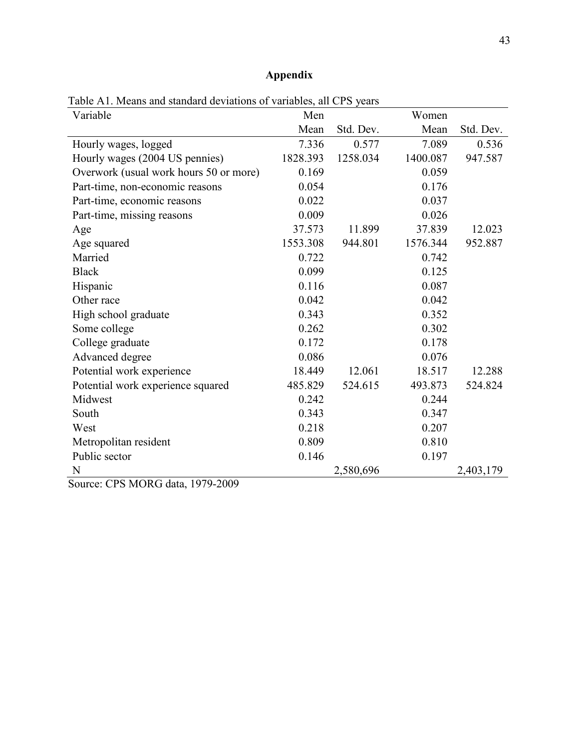## Appendix

Table A1. Means and standard deviations of variables, all CPS years

| Variable | Men | | Women | |
|---|---|---|---|---|
| | Mean | Std. Dev. | Mean | Std. Dev. |
| Hourly wages, logged | 7.336 | 0.577 | 7.089 | 0.536 |
| Hourly wages (2004 US pennies) | 1828.393 | 1258.034 | 1400.087 | 947.587 |
| Overwork (usual work hours 50 or more) | 0.169 | | 0.059 | |
| Part-time, non-economic reasons | 0.054 | | 0.176 | |
| Part-time, economic reasons | 0.022 | | 0.037 | |
| Part-time, missing reasons | 0.009 | | 0.026 | |
| Age | 37.573 | 11.899 | 37.839 | 12.023 |
| Age squared | 1553.308 | 944.801 | 1576.344 | 952.887 |
| Married | 0.722 | | 0.742 | |
| Black | 0.099 | | 0.125 | |
| Hispanic | 0.116 | | 0.087 | |
| Other race | 0.042 | | 0.042 | |
| High school graduate | 0.343 | | 0.352 | |
| Some college | 0.262 | | 0.302 | |
| College graduate | 0.172 | | 0.178 | |
| Advanced degree | 0.086 | | 0.076 | |
| Potential work experience | 18.449 | 12.061 | 18.517 | 12.288 |
| Potential work experience squared | 485.829 | 524.615 | 493.873 | 524.824 |
| Midwest | 0.242 | | 0.244 | |
| South | 0.343 | | 0.347 | |
| West | 0.218 | | 0.207 | |
| Metropolitan resident | 0.809 | | 0.810 | |
| Public sector | 0.146 | | 0.197 | |
| N | | 2,580,696 | | 2,403,179 |

Source: CPS MORG data, 1979-2009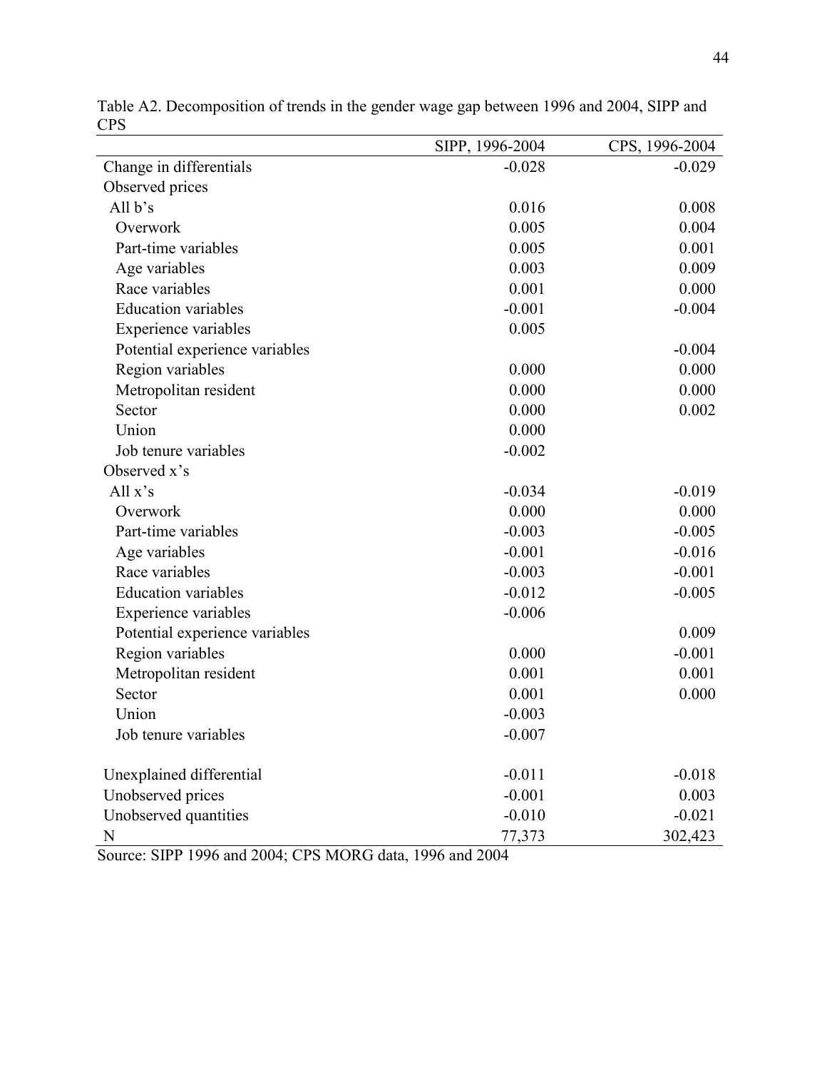Table A2. Decomposition of trends in the gender wage gap between 1996 and 2004, SIPP and CPS

| | SIPP, 1996-2004 | CPS, 1996-2004 |
|---|---|---|
| Change in differentials | -0.028 | -0.029 |
| Observed prices | | |
| All b's | 0.016 | 0.008 |
| Overwork | 0.005 | 0.004 |
| Part-time variables | 0.005 | 0.001 |
| Age variables | 0.003 | 0.009 |
| Race variables | 0.001 | 0.000 |
| Education variables | -0.001 | -0.004 |
| Experience variables | 0.005 | |
| Potential experience variables | | -0.004 |
| Region variables | 0.000 | 0.000 |
| Metropolitan resident | 0.000 | 0.000 |
| Sector | 0.000 | 0.002 |
| Union | 0.000 | |
| Job tenure variables | -0.002 | |
| Observed x's | | |
| All x's | -0.034 | -0.019 |
| Overwork | 0.000 | 0.000 |
| Part-time variables | -0.003 | -0.005 |
| Age variables | -0.001 | -0.016 |
| Race variables | -0.003 | -0.001 |
| Education variables | -0.012 | -0.005 |
| Experience variables | -0.006 | |
| Potential experience variables | | 0.009 |
| Region variables | 0.000 | -0.001 |
| Metropolitan resident | 0.001 | 0.001 |
| Sector | 0.001 | 0.000 |
| Union | -0.003 | |
| Job tenure variables | -0.007 | |
| | | |
| Unexplained differential | -0.011 | -0.018 |
| Unobserved prices | -0.001 | 0.003 |
| Unobserved quantities | -0.010 | -0.021 |
| N | 77,373 | 302,423 |

Source: SIPP 1996 and 2004; CPS MORG data, 1996 and 2004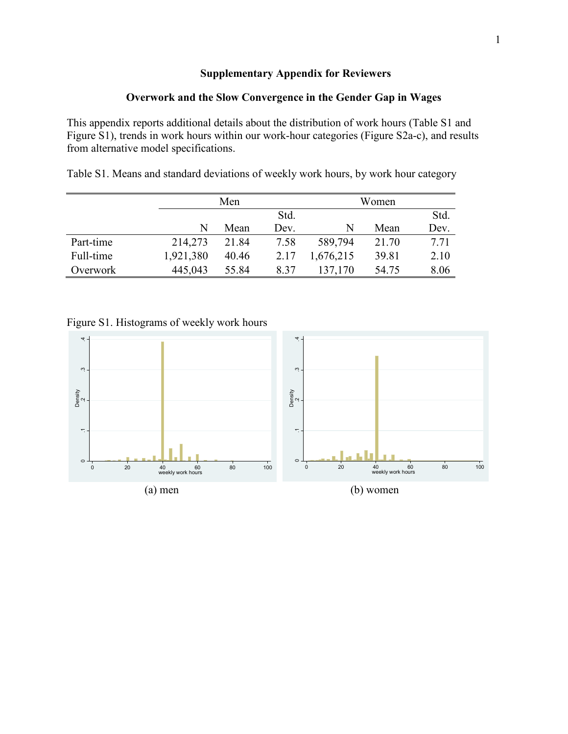**Supplementary Appendix for Reviewers**

**Overwork and the Slow Convergence in the Gender Gap in Wages**

This appendix reports additional details about the distribution of work hours (Table S1 and Figure S1), trends in work hours within our work-hour categories (Figure S2a-c), and results from alternative model specifications.

Table S1. Means and standard deviations of weekly work hours, by work hour category

| | Men | | | Women | | |
|---|---|---|---|---|---|---|
| | N | Mean | Std. Dev. | N | Mean | Std. Dev. |
| Part-time | 214,273 | 21.84 | 7.58 | 589,794 | 21.70 | 7.71 |
| Full-time | 1,921,380 | 40.46 | 2.17 | 1,676,215 | 39.81 | 2.10 |
| Overwork | 445,043 | 55.84 | 8.37 | 137,170 | 54.75 | 8.06 |

Figure S1. Histograms of weekly work hours

(a) men

(b) women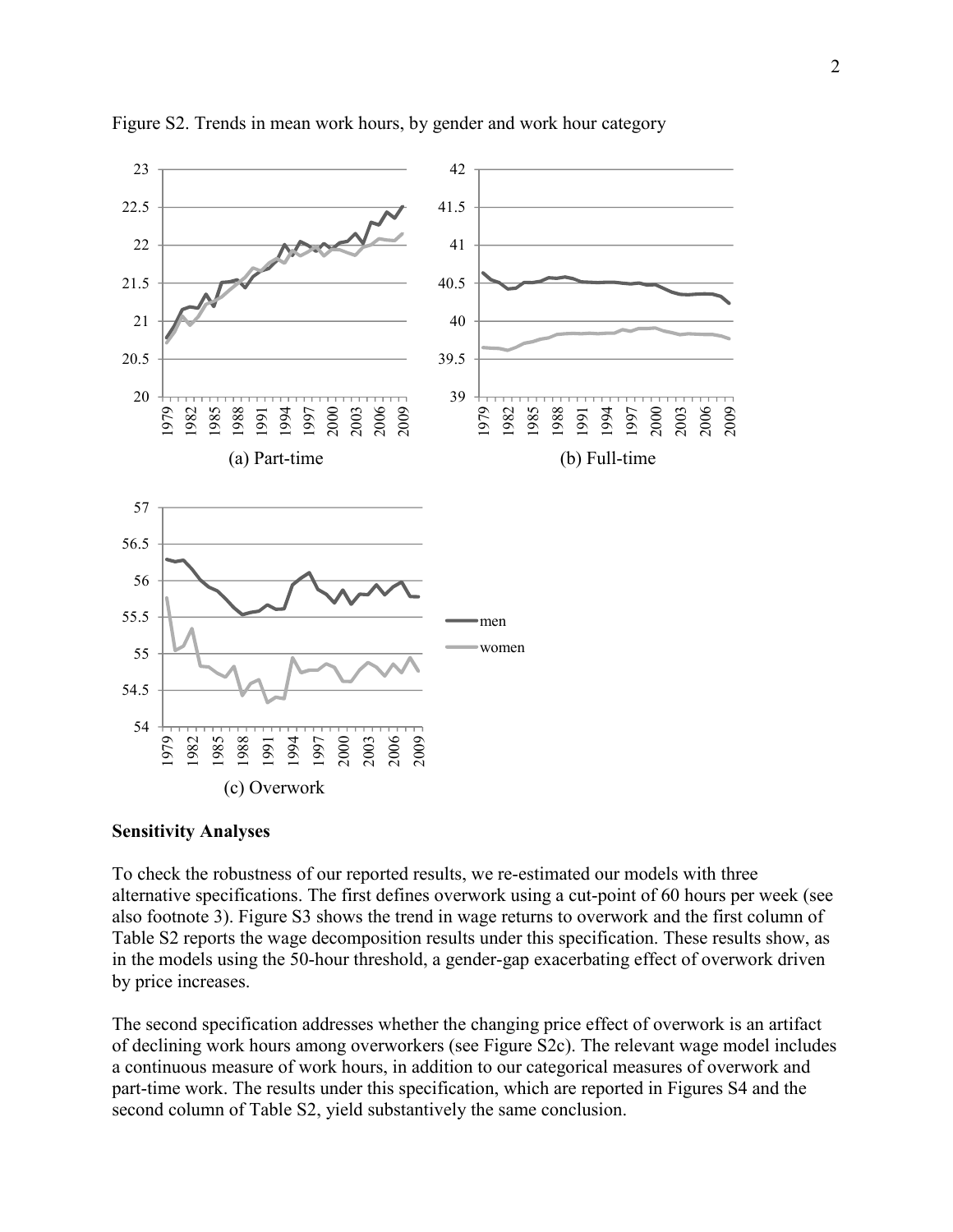Figure S2. Trends in mean work hours, by gender and work hour category

(a) Part-time

(b) Full-time

(c) Overwork

## Sensitivity Analyses

To check the robustness of our reported results, we re-estimated our models with three alternative specifications. The first defines overwork using a cut-point of 60 hours per week (see also footnote 3). Figure S3 shows the trend in wage returns to overwork and the first column of Table S2 reports the wage decomposition results under this specification. These results show, as in the models using the 50-hour threshold, a gender-gap exacerbating effect of overwork driven by price increases.

The second specification addresses whether the changing price effect of overwork is an artifact of declining work hours among overworkers (see Figure S2c). The relevant wage model includes a continuous measure of work hours, in addition to our categorical measures of overwork and part-time work. The results under this specification, which are reported in Figures S4 and the second column of Table S2, yield substantively the same conclusion.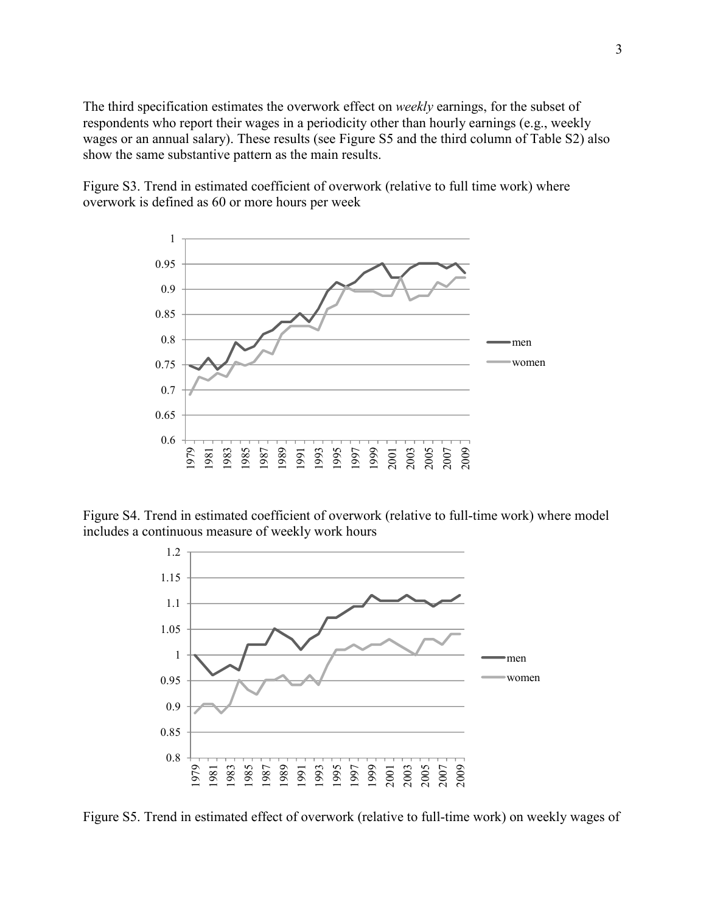The third specification estimates the overwork effect on *weekly* earnings, for the subset of respondents who report their wages in a periodicity other than hourly earnings (e.g., weekly wages or an annual salary). These results (see Figure S5 and the third column of Table S2) also show the same substantive pattern as the main results.

Figure S3. Trend in estimated coefficient of overwork (relative to full time work) where overwork is defined as 60 or more hours per week

Figure S4. Trend in estimated coefficient of overwork (relative to full-time work) where model includes a continuous measure of weekly work hours

Figure S5. Trend in estimated effect of overwork (relative to full-time work) on weekly wages of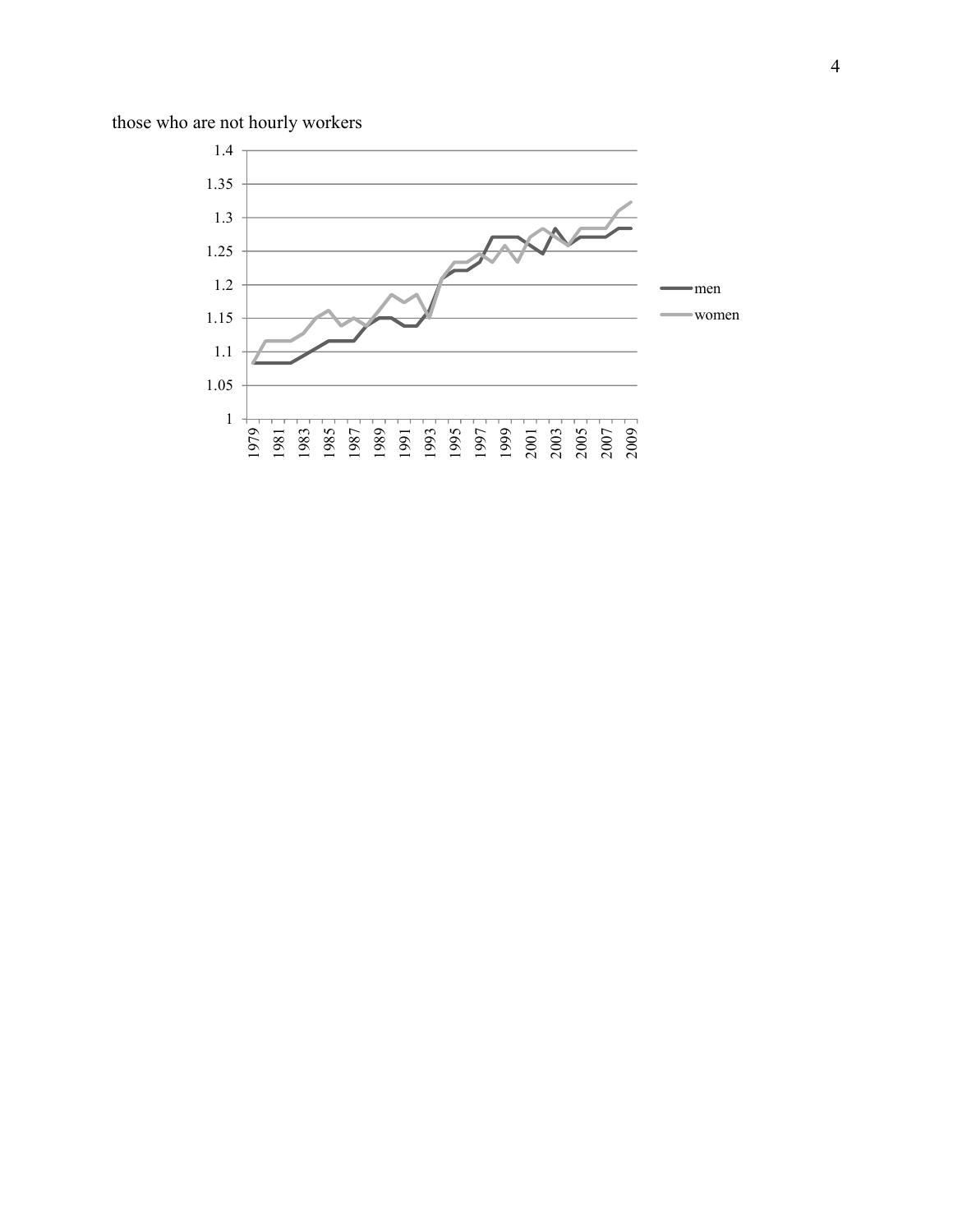those who are not hourly workers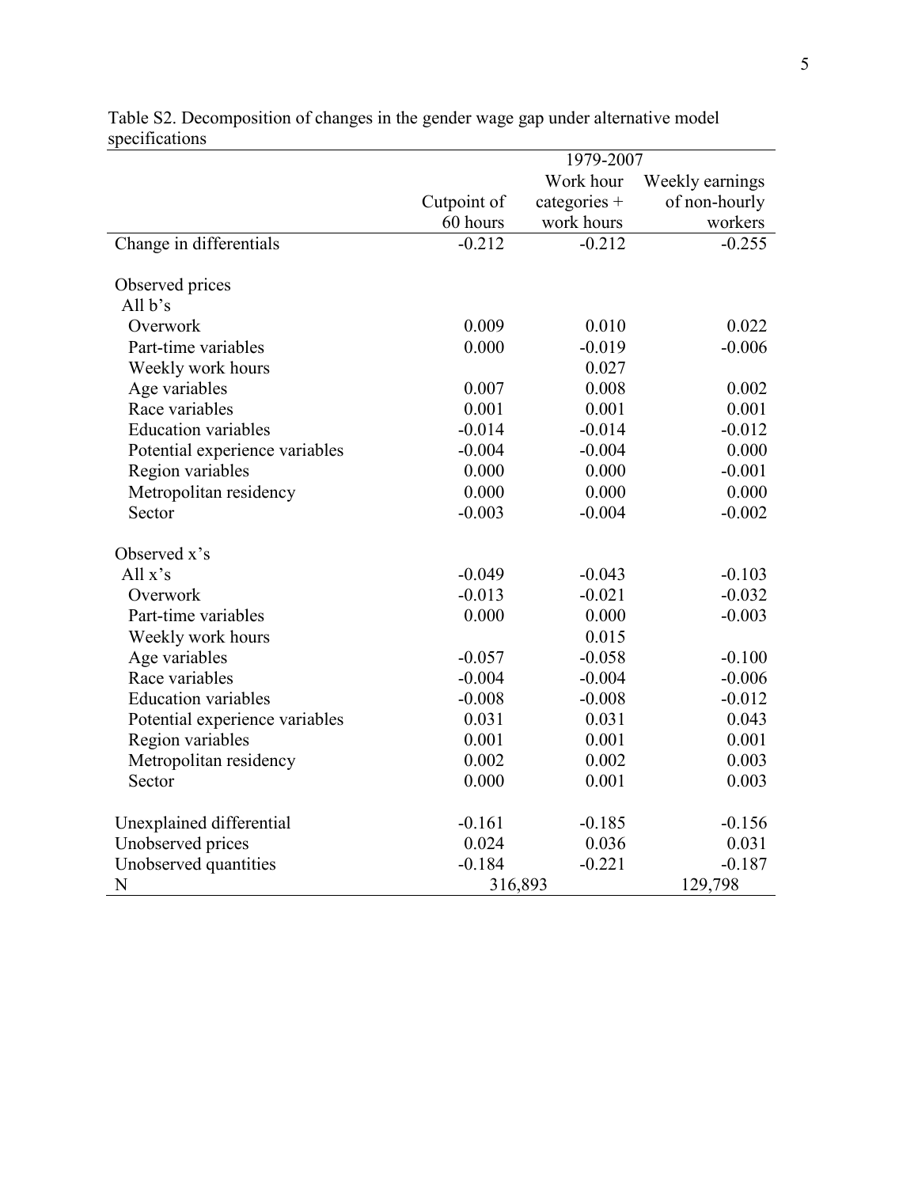Table S2. Decomposition of changes in the gender wage gap under alternative model specifications

| | 1979-2007 | | |
|---|---|---|---|
| | Cutpoint of 60 hours | Work hour categories + work hours | Weekly earnings of non-hourly workers |
| Change in differentials | -0.212 | -0.212 | -0.255 |
| | | | |
| Observed prices | | | |
| All b's | | | |
| Overwork | 0.009 | 0.010 | 0.022 |
| Part-time variables | 0.000 | -0.019 | -0.006 |
| Weekly work hours | | 0.027 | |
| Age variables | 0.007 | 0.008 | 0.002 |
| Race variables | 0.001 | 0.001 | 0.001 |
| Education variables | -0.014 | -0.014 | -0.012 |
| Potential experience variables | -0.004 | -0.004 | 0.000 |
| Region variables | 0.000 | 0.000 | -0.001 |
| Metropolitan residency | 0.000 | 0.000 | 0.000 |
| Sector | -0.003 | -0.004 | -0.002 |
| | | | |
| Observed x's | | | |
| All x's | -0.049 | -0.043 | -0.103 |
| Overwork | -0.013 | -0.021 | -0.032 |
| Part-time variables | 0.000 | 0.000 | -0.003 |
| Weekly work hours | | 0.015 | |
| Age variables | -0.057 | -0.058 | -0.100 |
| Race variables | -0.004 | -0.004 | -0.006 |
| Education variables | -0.008 | -0.008 | -0.012 |
| Potential experience variables | 0.031 | 0.031 | 0.043 |
| Region variables | 0.001 | 0.001 | 0.001 |
| Metropolitan residency | 0.002 | 0.002 | 0.003 |
| Sector | 0.000 | 0.001 | 0.003 |
| | | | |
| Unexplained differential | -0.161 | -0.185 | -0.156 |
| Unobserved prices | 0.024 | 0.036 | 0.031 |
| Unobserved quantities | -0.184 | -0.221 | -0.187 |
| N | 316,893 | | 129,798 |